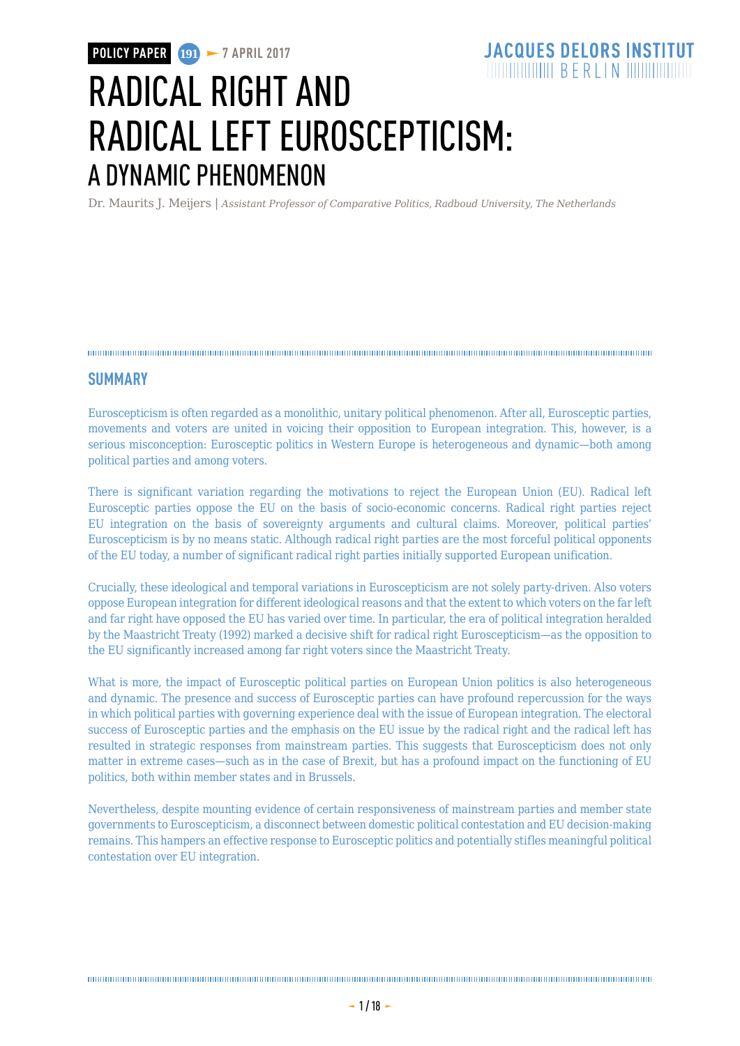POLICY PAPER 191 ► 7 APRIL 2017

JACQUES DELORS INSTITUT BERLIN

# RADICAL RIGHT AND RADICAL LEFT EUROSCEPTICISM: A DYNAMIC PHENOMENON

Dr. Maurits J. Meijers | *Assistant Professor of Comparative Politics, Radboud University, The Netherlands*

## SUMMARY

Euroscepticism is often regarded as a monolithic, unitary political phenomenon. After all, Eurosceptic parties, movements and voters are united in voicing their opposition to European integration. This, however, is a serious misconception: Eurosceptic politics in Western Europe is heterogeneous and dynamic—both among political parties and among voters.

There is significant variation regarding the motivations to reject the European Union (EU). Radical left Eurosceptic parties oppose the EU on the basis of socio-economic concerns. Radical right parties reject EU integration on the basis of sovereignty arguments and cultural claims. Moreover, political parties' Euroscepticism is by no means static. Although radical right parties are the most forceful political opponents of the EU today, a number of significant radical right parties initially supported European unification.

Crucially, these ideological and temporal variations in Euroscepticism are not solely party-driven. Also voters oppose European integration for different ideological reasons and that the extent to which voters on the far left and far right have opposed the EU has varied over time. In particular, the era of political integration heralded by the Maastricht Treaty (1992) marked a decisive shift for radical right Euroscepticism—as the opposition to the EU significantly increased among far right voters since the Maastricht Treaty.

What is more, the impact of Eurosceptic political parties on European Union politics is also heterogeneous and dynamic. The presence and success of Eurosceptic parties can have profound repercussion for the ways in which political parties with governing experience deal with the issue of European integration. The electoral success of Eurosceptic parties and the emphasis on the EU issue by the radical right and the radical left has resulted in strategic responses from mainstream parties. This suggests that Euroscepticism does not only matter in extreme cases—such as in the case of Brexit, but has a profound impact on the functioning of EU politics, both within member states and in Brussels.

Nevertheless, despite mounting evidence of certain responsiveness of mainstream parties and member state governments to Euroscepticism, a disconnect between domestic political contestation and EU decision-making remains. This hampers an effective response to Eurosceptic politics and potentially stifles meaningful political contestation over EU integration.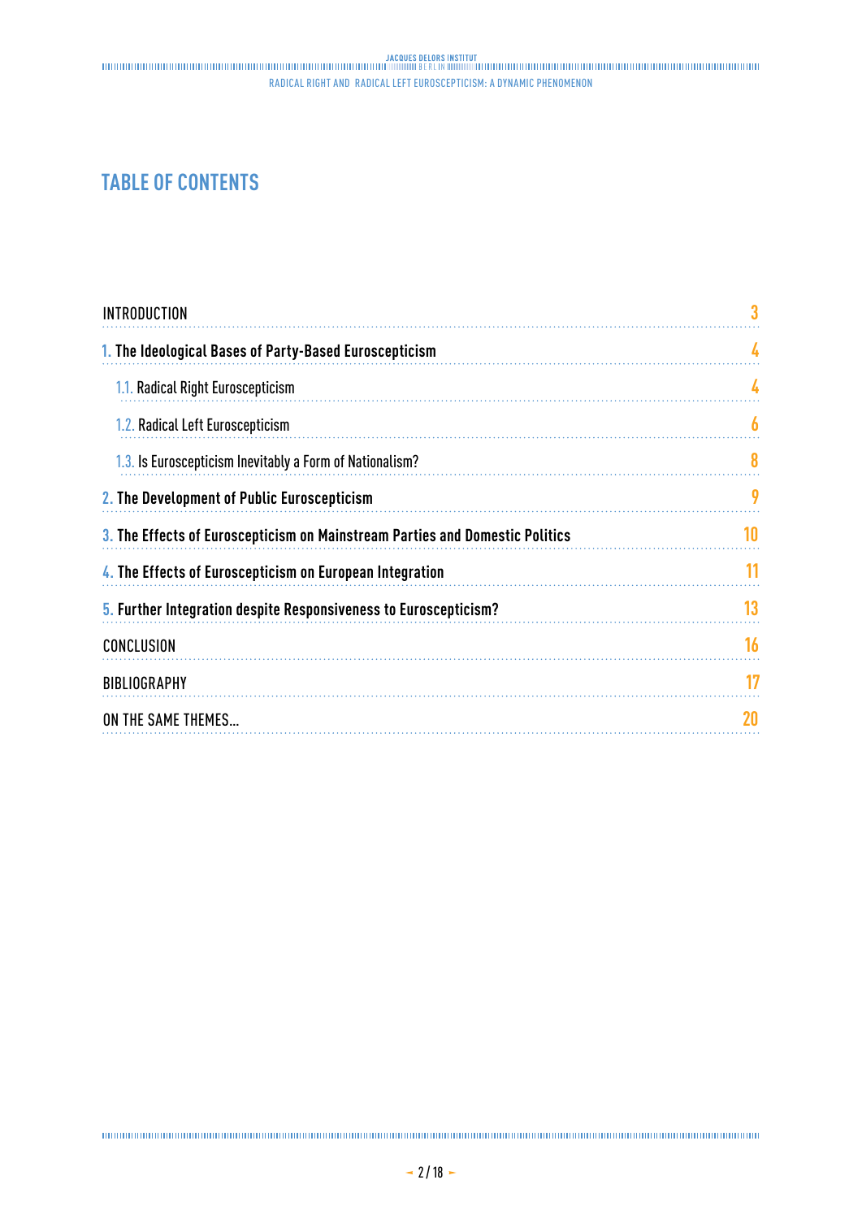# TABLE OF CONTENTS

| | |
|---|---|
| INTRODUCTION | 3 |
| 1. The Ideological Bases of Party-Based Euroscepticism | 4 |
| 1.1. Radical Right Euroscepticism | 4 |
| 1.2. Radical Left Euroscepticism | 6 |
| 1.3. Is Euroscepticism Inevitably a Form of Nationalism? | 8 |
| 2. The Development of Public Euroscepticism | 9 |
| 3. The Effects of Euroscepticism on Mainstream Parties and Domestic Politics | 10 |
| 4. The Effects of Euroscepticism on European Integration | 11 |
| 5. Further Integration despite Responsiveness to Euroscepticism? | 13 |
| CONCLUSION | 16 |
| BIBLIOGRAPHY | 17 |
| ON THE SAME THEMES... | 20 |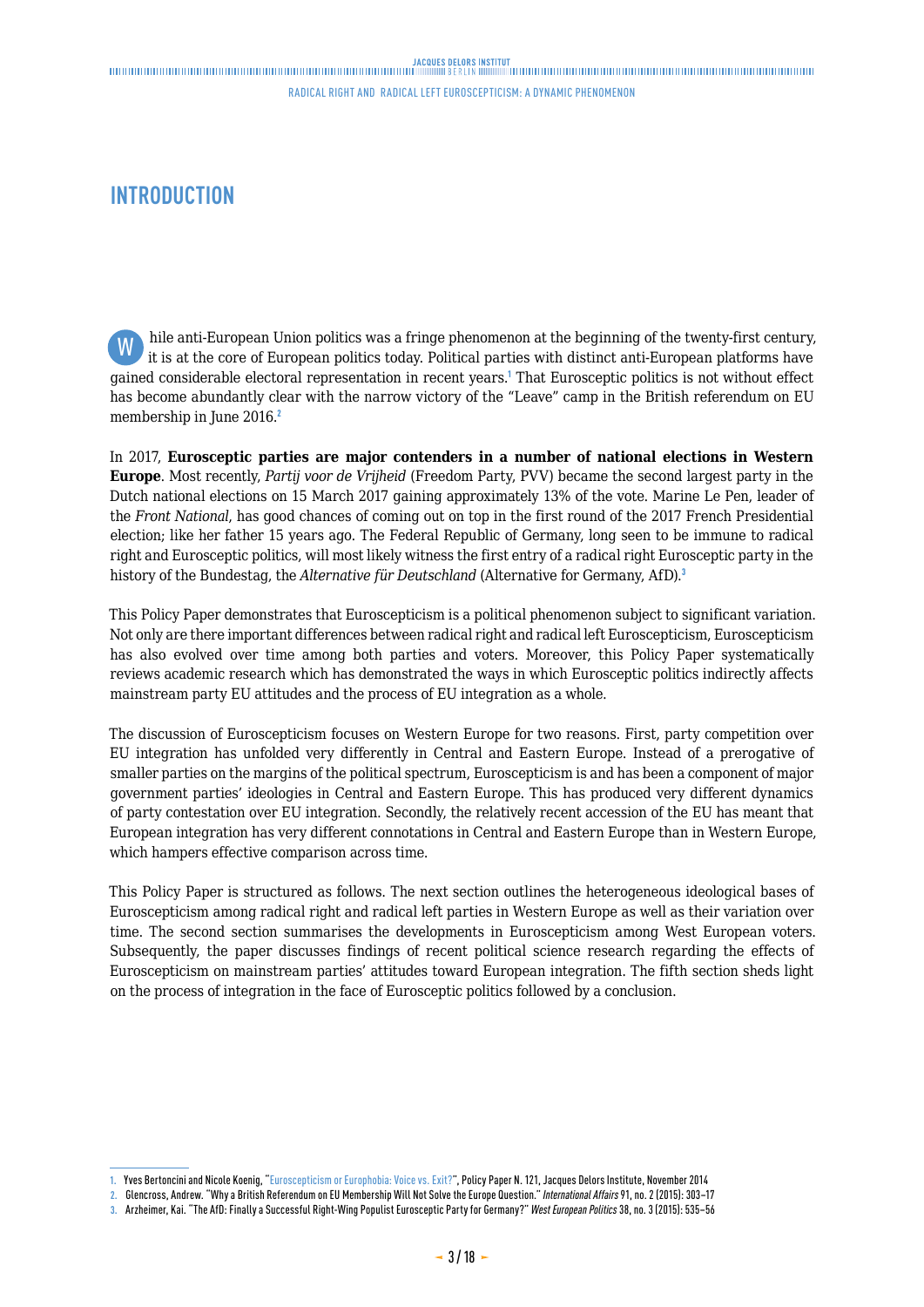# INTRODUCTION

While anti-European Union politics was a fringe phenomenon at the beginning of the twenty-first century, it is at the core of European politics today. Political parties with distinct anti-European platforms have gained considerable electoral representation in recent years.[1] That Eurosceptic politics is not without effect has become abundantly clear with the narrow victory of the "Leave" camp in the British referendum on EU membership in June 2016.[2]

In 2017, **Eurosceptic parties are major contenders in a number of national elections in Western Europe**. Most recently, *Partij voor de Vrijheid* (Freedom Party, PVV) became the second largest party in the Dutch national elections on 15 March 2017 gaining approximately 13% of the vote. Marine Le Pen, leader of the *Front National*, has good chances of coming out on top in the first round of the 2017 French Presidential election; like her father 15 years ago. The Federal Republic of Germany, long seen to be immune to radical right and Eurosceptic politics, will most likely witness the first entry of a radical right Eurosceptic party in the history of the Bundestag, the *Alternative für Deutschland* (Alternative for Germany, AfD).[3]

This Policy Paper demonstrates that Euroscepticism is a political phenomenon subject to significant variation. Not only are there important differences between radical right and radical left Euroscepticism, Euroscepticism has also evolved over time among both parties and voters. Moreover, this Policy Paper systematically reviews academic research which has demonstrated the ways in which Eurosceptic politics indirectly affects mainstream party EU attitudes and the process of EU integration as a whole.

The discussion of Euroscepticism focuses on Western Europe for two reasons. First, party competition over EU integration has unfolded very differently in Central and Eastern Europe. Instead of a prerogative of smaller parties on the margins of the political spectrum, Euroscepticism is and has been a component of major government parties' ideologies in Central and Eastern Europe. This has produced very different dynamics of party contestation over EU integration. Secondly, the relatively recent accession of the EU has meant that European integration has very different connotations in Central and Eastern Europe than in Western Europe, which hampers effective comparison across time.

This Policy Paper is structured as follows. The next section outlines the heterogeneous ideological bases of Euroscepticism among radical right and radical left parties in Western Europe as well as their variation over time. The second section summarises the developments in Euroscepticism among West European voters. Subsequently, the paper discusses findings of recent political science research regarding the effects of Euroscepticism on mainstream parties' attitudes toward European integration. The fifth section sheds light on the process of integration in the face of Eurosceptic politics followed by a conclusion.

---

1. Yves Bertoncini and Nicole Koenig, "Euroscepticism or Europhobia: Voice vs. Exit?", Policy Paper N. 121, Jacques Delors Institute, November 2014
2. Glencross, Andrew. "Why a British Referendum on EU Membership Will Not Solve the Europe Question." *International Affairs* 91, no. 2 (2015): 303–17
3. Arzheimer, Kai. "The AfD: Finally a Successful Right-Wing Populist Eurosceptic Party for Germany?" *West European Politics* 38, no. 3 (2015): 535–56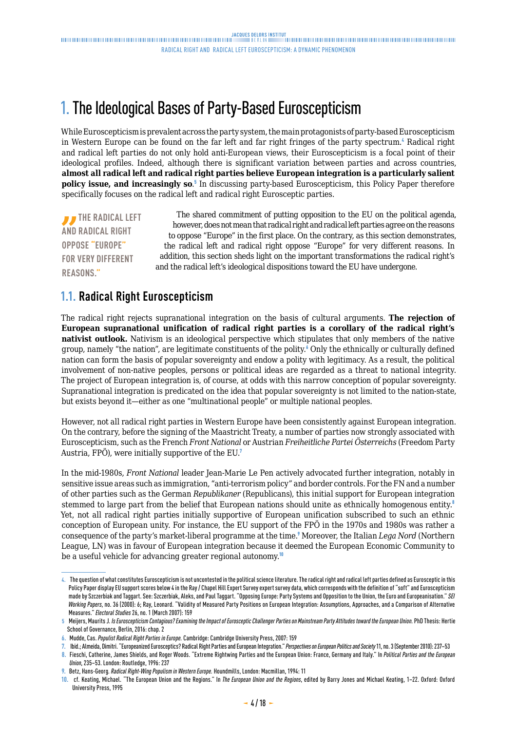# 1. The Ideological Bases of Party-Based Euroscepticism

While Euroscepticism is prevalent across the party system, the main protagonists of party-based Euroscepticism in Western Europe can be found on the far left and far right fringes of the party spectrum.[4] Radical right and radical left parties do not only hold anti-European views, their Euroscepticism is a focal point of their ideological profiles. Indeed, although there is significant variation between parties and across countries, **almost all radical left and radical right parties believe European integration is a particularly salient policy issue, and increasingly so**.[5] In discussing party-based Euroscepticism, this Policy Paper therefore specifically focuses on the radical left and radical right Eurosceptic parties.

> "The radical left and radical right oppose "Europe" for very different reasons."

The shared commitment of putting opposition to the EU on the political agenda, however, does not mean that radical right and radical left parties agree on the reasons to oppose "Europe" in the first place. On the contrary, as this section demonstrates, the radical left and radical right oppose "Europe" for very different reasons. In addition, this section sheds light on the important transformations the radical right's and the radical left's ideological dispositions toward the EU have undergone.

## 1.1. Radical Right Euroscepticism

The radical right rejects supranational integration on the basis of cultural arguments. **The rejection of European supranational unification of radical right parties is a corollary of the radical right's nativist outlook.** Nativism is an ideological perspective which stipulates that only members of the native group, namely "the nation", are legitimate constituents of the polity.[6] Only the ethnically or culturally defined nation can form the basis of popular sovereignty and endow a polity with legitimacy. As a result, the political involvement of non-native peoples, persons or political ideas are regarded as a threat to national integrity. The project of European integration is, of course, at odds with this narrow conception of popular sovereignty. Supranational integration is predicated on the idea that popular sovereignty is not limited to the nation-state, but exists beyond it—either as one "multinational people" or multiple national peoples.

However, not all radical right parties in Western Europe have been consistently against European integration. On the contrary, before the signing of the Maastricht Treaty, a number of parties now strongly associated with Euroscepticism, such as the French *Front National* or Austrian *Freiheitliche Partei Österreichs* (Freedom Party Austria, FPÖ), were initially supportive of the EU.[7]

In the mid-1980s, *Front National* leader Jean-Marie Le Pen actively advocated further integration, notably in sensitive issue areas such as immigration, "anti-terrorism policy" and border controls. For the FN and a number of other parties such as the German *Republikaner* (Republicans), this initial support for European integration stemmed to large part from the belief that European nations should unite as ethnically homogenous entity.[8] Yet, not all radical right parties initially supportive of European unification subscribed to such an ethnic conception of European unity. For instance, the EU support of the FPÖ in the 1970s and 1980s was rather a consequence of the party's market-liberal programme at the time.[9] Moreover, the Italian *Lega Nord* (Northern League, LN) was in favour of European integration because it deemed the European Economic Community to be a useful vehicle for advancing greater regional autonomy.[10]

---

4. The question of what constitutes Euroscepticism is not uncontested in the political science literature. The radical right and radical left parties defined as Eurosceptic in this Policy Paper display EU support scores below 4 in the Ray / Chapel Hill Expert Survey expert survey data, which corresponds with the definition of "soft" and Euroscepticism made by Szczerbiak and Taggart. See: Szczerbiak, Aleks, and Paul Taggart. "Opposing Europe: Party Systems and Opposition to the Union, the Euro and Europeanisation." *SEI Working Papers*, no. 36 (2000): 6; Ray, Leonard. "Validity of Measured Party Positions on European Integration: Assumptions, Approaches, and a Comparison of Alternative Measures." *Electoral Studies* 26, no. 1 (March 2007): 159
5. Meijers, Maurits J. *Is Euroscepticism Contagious? Examining the Impact of Eurosceptic Challenger Parties on Mainstream Party Attitudes toward the European Union.* PhD Thesis: Hertie School of Governance, Berlin, 2016: chap. 2
6. Mudde, Cas. *Populist Radical Right Parties in Europe.* Cambridge: Cambridge University Press, 2007: 159
7. Ibid.; Almeida, Dimitri. "Europeanized Eurosceptics? Radical Right Parties and European Integration." *Perspectives on European Politics and Society* 11, no. 3 (September 2010): 237–53
8. Fieschi, Catherine, James Shields, and Roger Woods. "Extreme Rightwing Parties and the European Union: France, Germany and Italy." In *Political Parties and the European Union*, 235–53. London: Routledge, 1996: 237
9. Betz, Hans-Georg. *Radical Right-Wing Populism in Western Europe.* Houndmills, London: Macmillan, 1994: 11
10. cf. Keating, Michael. "The European Union and the Regions." In *The European Union and the Regions*, edited by Barry Jones and Michael Keating, 1–22. Oxford: Oxford University Press, 1995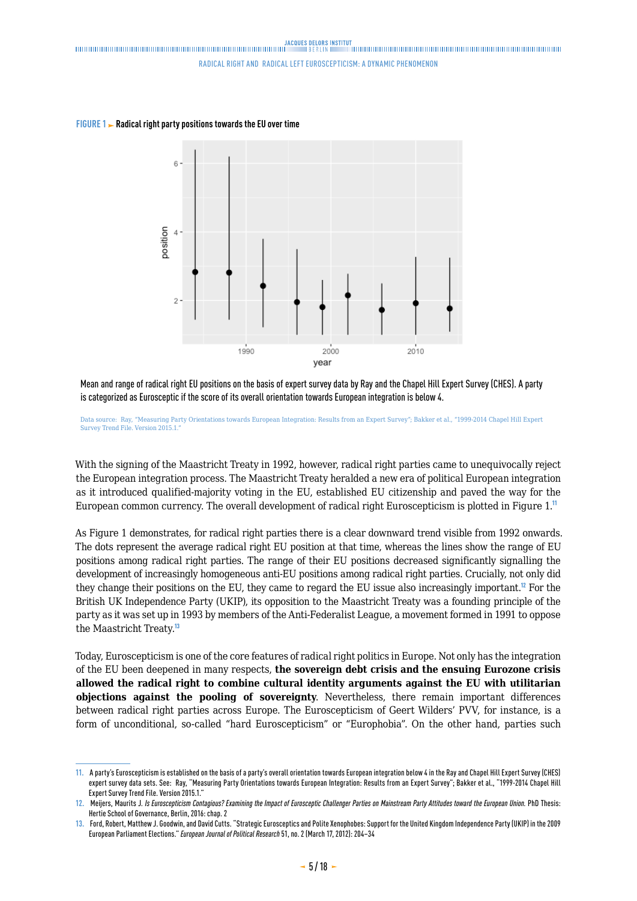**FIGURE 1 ► Radical right party positions towards the EU over time**

Mean and range of radical right EU positions on the basis of expert survey data by Ray and the Chapel Hill Expert Survey (CHES). A party is categorized as Eurosceptic if the score of its overall orientation towards European integration is below 4.

Data source: Ray, "Measuring Party Orientations towards European Integration: Results from an Expert Survey"; Bakker et al., "1999-2014 Chapel Hill Expert Survey Trend File. Version 2015.1."

With the signing of the Maastricht Treaty in 1992, however, radical right parties came to unequivocally reject the European integration process. The Maastricht Treaty heralded a new era of political European integration as it introduced qualified-majority voting in the EU, established EU citizenship and paved the way for the European common currency. The overall development of radical right Euroscepticism is plotted in Figure 1.[11]

As Figure 1 demonstrates, for radical right parties there is a clear downward trend visible from 1992 onwards. The dots represent the average radical right EU position at that time, whereas the lines show the range of EU positions among radical right parties. The range of their EU positions decreased significantly signalling the development of increasingly homogeneous anti-EU positions among radical right parties. Crucially, not only did they change their positions on the EU, they came to regard the EU issue also increasingly important.[12] For the British UK Independence Party (UKIP), its opposition to the Maastricht Treaty was a founding principle of the party as it was set up in 1993 by members of the Anti-Federalist League, a movement formed in 1991 to oppose the Maastricht Treaty.[13]

Today, Euroscepticism is one of the core features of radical right politics in Europe. Not only has the integration of the EU been deepened in many respects, **the sovereign debt crisis and the ensuing Eurozone crisis allowed the radical right to combine cultural identity arguments against the EU with utilitarian objections against the pooling of sovereignty**. Nevertheless, there remain important differences between radical right parties across Europe. The Euroscepticism of Geert Wilders' PVV, for instance, is a form of unconditional, so-called "hard Euroscepticism" or "Europhobia". On the other hand, parties such

---

11. A party's Euroscepticism is established on the basis of a party's overall orientation towards European integration below 4 in the Ray and Chapel Hill Expert Survey (CHES) expert survey data sets. See: Ray, "Measuring Party Orientations towards European Integration: Results from an Expert Survey"; Bakker et al., "1999-2014 Chapel Hill Expert Survey Trend File. Version 2015.1."
12. Meijers, Maurits J. *Is Euroscepticism Contagious? Examining the Impact of Eurosceptic Challenger Parties on Mainstream Party Attitudes toward the European Union.* PhD Thesis: Hertie School of Governance, Berlin, 2016: chap. 2
13. Ford, Robert, Matthew J. Goodwin, and David Cutts. "Strategic Eurosceptics and Polite Xenophobes: Support for the United Kingdom Independence Party (UKIP) in the 2009 European Parliament Elections." *European Journal of Political Research* 51, no. 2 (March 17, 2012): 204–34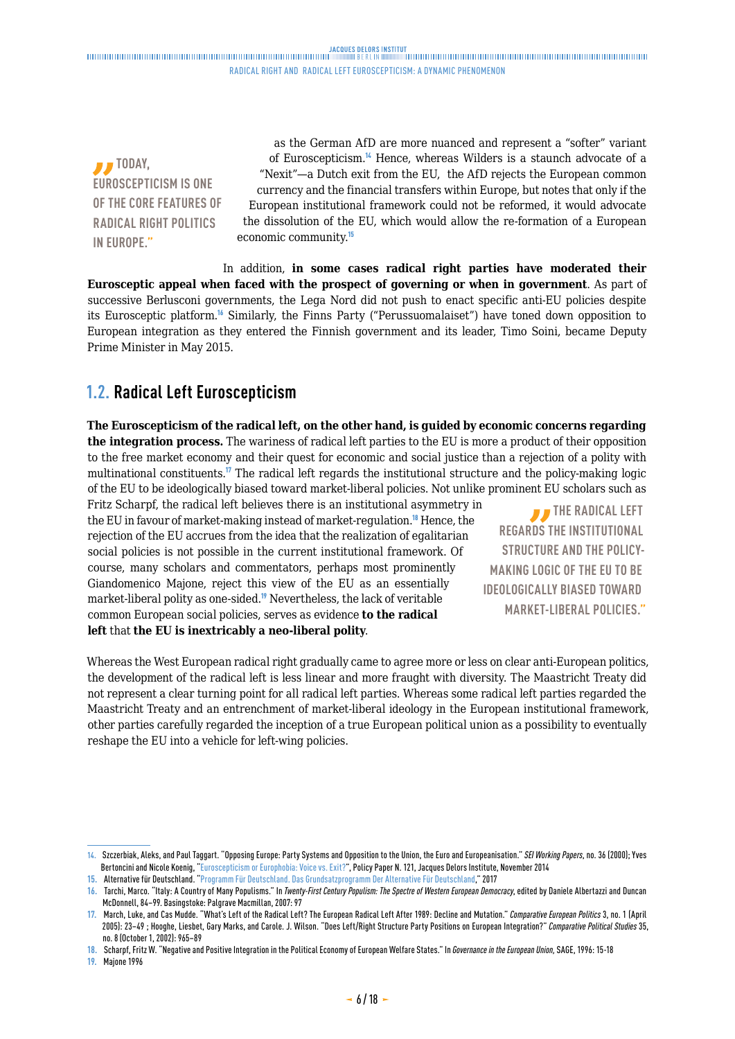> **"Today, Euroscepticism is one of the core features of radical right politics in Europe."**

as the German AfD are more nuanced and represent a "softer" variant of Euroscepticism.[14] Hence, whereas Wilders is a staunch advocate of a "Nexit"—a Dutch exit from the EU, the AfD rejects the European common currency and the financial transfers within Europe, but notes that only if the European institutional framework could not be reformed, it would advocate the dissolution of the EU, which would allow the re-formation of a European economic community.[15]

In addition, **in some cases radical right parties have moderated their Eurosceptic appeal when faced with the prospect of governing or when in government**. As part of successive Berlusconi governments, the Lega Nord did not push to enact specific anti-EU policies despite its Eurosceptic platform.[16] Similarly, the Finns Party ("Perussuomalaiset") have toned down opposition to European integration as they entered the Finnish government and its leader, Timo Soini, became Deputy Prime Minister in May 2015.

## 1.2. Radical Left Euroscepticism

**The Euroscepticism of the radical left, on the other hand, is guided by economic concerns regarding the integration process.** The wariness of radical left parties to the EU is more a product of their opposition to the free market economy and their quest for economic and social justice than a rejection of a polity with multinational constituents.[17] The radical left regards the institutional structure and the policy-making logic of the EU to be ideologically biased toward market-liberal policies. Not unlike prominent EU scholars such as Fritz Scharpf, the radical left believes there is an institutional asymmetry in the EU in favour of market-making instead of market-regulation.[18] Hence, the rejection of the EU accrues from the idea that the realization of egalitarian social policies is not possible in the current institutional framework. Of course, many scholars and commentators, perhaps most prominently Giandomenico Majone, reject this view of the EU as an essentially market-liberal polity as one-sided.[19] Nevertheless, the lack of veritable common European social policies, serves as evidence **to the radical left** that **the EU is inextricably a neo-liberal polity**.

> **"The radical left regards the institutional structure and the policy-making logic of the EU to be ideologically biased toward market-liberal policies."**

Whereas the West European radical right gradually came to agree more or less on clear anti-European politics, the development of the radical left is less linear and more fraught with diversity. The Maastricht Treaty did not represent a clear turning point for all radical left parties. Whereas some radical left parties regarded the Maastricht Treaty and an entrenchment of market-liberal ideology in the European institutional framework, other parties carefully regarded the inception of a true European political union as a possibility to eventually reshape the EU into a vehicle for left-wing policies.

---

14. Szczerbiak, Aleks, and Paul Taggart. "Opposing Europe: Party Systems and Opposition to the Union, the Euro and Europeanisation." *SEI Working Papers*, no. 36 (2000); Yves Bertoncini and Nicole Koenig, "Euroscepticism or Europhobia: Voice vs. Exit?", Policy Paper N. 121, Jacques Delors Institute, November 2014
15. Alternative für Deutschland. "Programm Für Deutschland. Das Grundsatzprogramm Der Alternative Für Deutschland," 2017
16. Tarchi, Marco. "Italy: A Country of Many Populisms." In *Twenty-First Century Populism: The Spectre of Western European Democracy*, edited by Daniele Albertazzi and Duncan McDonnell, 84–99. Basingstoke: Palgrave Macmillan, 2007: 97
17. March, Luke, and Cas Mudde. "What's Left of the Radical Left? The European Radical Left After 1989: Decline and Mutation." *Comparative European Politics* 3, no. 1 (April 2005): 23–49 ; Hooghe, Liesbet, Gary Marks, and Carole. J. Wilson. "Does Left/Right Structure Party Positions on European Integration?" *Comparative Political Studies* 35, no. 8 (October 1, 2002): 965–89
18. Scharpf, Fritz W. "Negative and Positive Integration in the Political Economy of European Welfare States." In *Governance in the European Union*, SAGE, 1996: 15-18
19. Majone 1996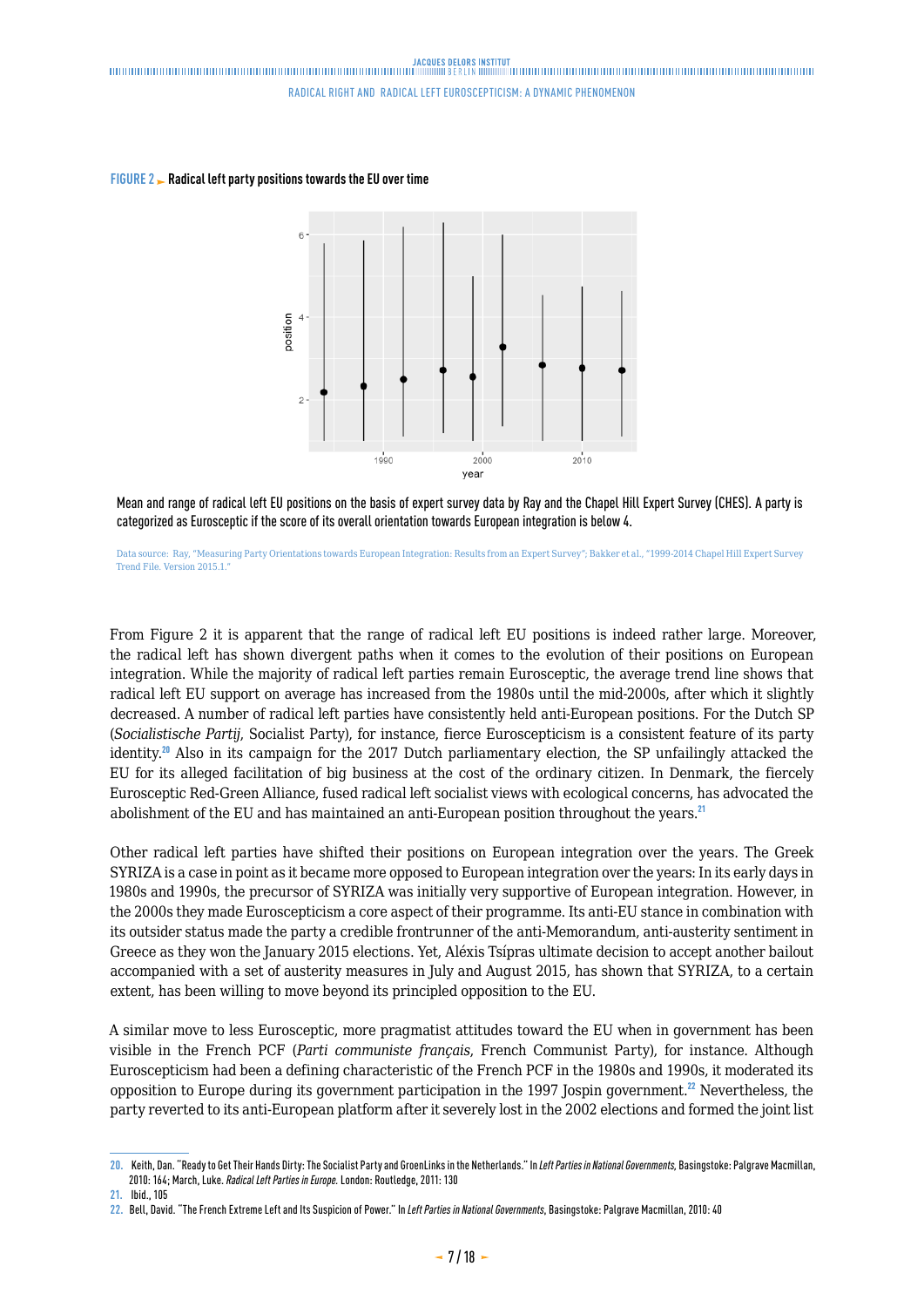**FIGURE 2** ► **Radical left party positions towards the EU over time**

Mean and range of radical left EU positions on the basis of expert survey data by Ray and the Chapel Hill Expert Survey (CHES). A party is categorized as Eurosceptic if the score of its overall orientation towards European integration is below 4.

Data source: Ray, "Measuring Party Orientations towards European Integration: Results from an Expert Survey"; Bakker et al., "1999-2014 Chapel Hill Expert Survey Trend File. Version 2015.1."

From Figure 2 it is apparent that the range of radical left EU positions is indeed rather large. Moreover, the radical left has shown divergent paths when it comes to the evolution of their positions on European integration. While the majority of radical left parties remain Eurosceptic, the average trend line shows that radical left EU support on average has increased from the 1980s until the mid-2000s, after which it slightly decreased. A number of radical left parties have consistently held anti-European positions. For the Dutch SP (*Socialistische Partij*, Socialist Party), for instance, fierce Euroscepticism is a consistent feature of its party identity.[20] Also in its campaign for the 2017 Dutch parliamentary election, the SP unfailingly attacked the EU for its alleged facilitation of big business at the cost of the ordinary citizen. In Denmark, the fiercely Eurosceptic Red-Green Alliance, fused radical left socialist views with ecological concerns, has advocated the abolishment of the EU and has maintained an anti-European position throughout the years.[21]

Other radical left parties have shifted their positions on European integration over the years. The Greek SYRIZA is a case in point as it became more opposed to European integration over the years: In its early days in 1980s and 1990s, the precursor of SYRIZA was initially very supportive of European integration. However, in the 2000s they made Euroscepticism a core aspect of their programme. Its anti-EU stance in combination with its outsider status made the party a credible frontrunner of the anti-Memorandum, anti-austerity sentiment in Greece as they won the January 2015 elections. Yet, Aléxis Tsípras ultimate decision to accept another bailout accompanied with a set of austerity measures in July and August 2015, has shown that SYRIZA, to a certain extent, has been willing to move beyond its principled opposition to the EU.

A similar move to less Eurosceptic, more pragmatist attitudes toward the EU when in government has been visible in the French PCF (*Parti communiste français*, French Communist Party), for instance. Although Euroscepticism had been a defining characteristic of the French PCF in the 1980s and 1990s, it moderated its opposition to Europe during its government participation in the 1997 Jospin government.[22] Nevertheless, the party reverted to its anti-European platform after it severely lost in the 2002 elections and formed the joint list

---

20. Keith, Dan. "Ready to Get Their Hands Dirty: The Socialist Party and GroenLinks in the Netherlands." In *Left Parties in National Governments*, Basingstoke: Palgrave Macmillan, 2010: 164; March, Luke. *Radical Left Parties in Europe.* London: Routledge, 2011: 130
21. Ibid., 105
22. Bell, David. "The French Extreme Left and Its Suspicion of Power." In *Left Parties in National Governments*, Basingstoke: Palgrave Macmillan, 2010: 40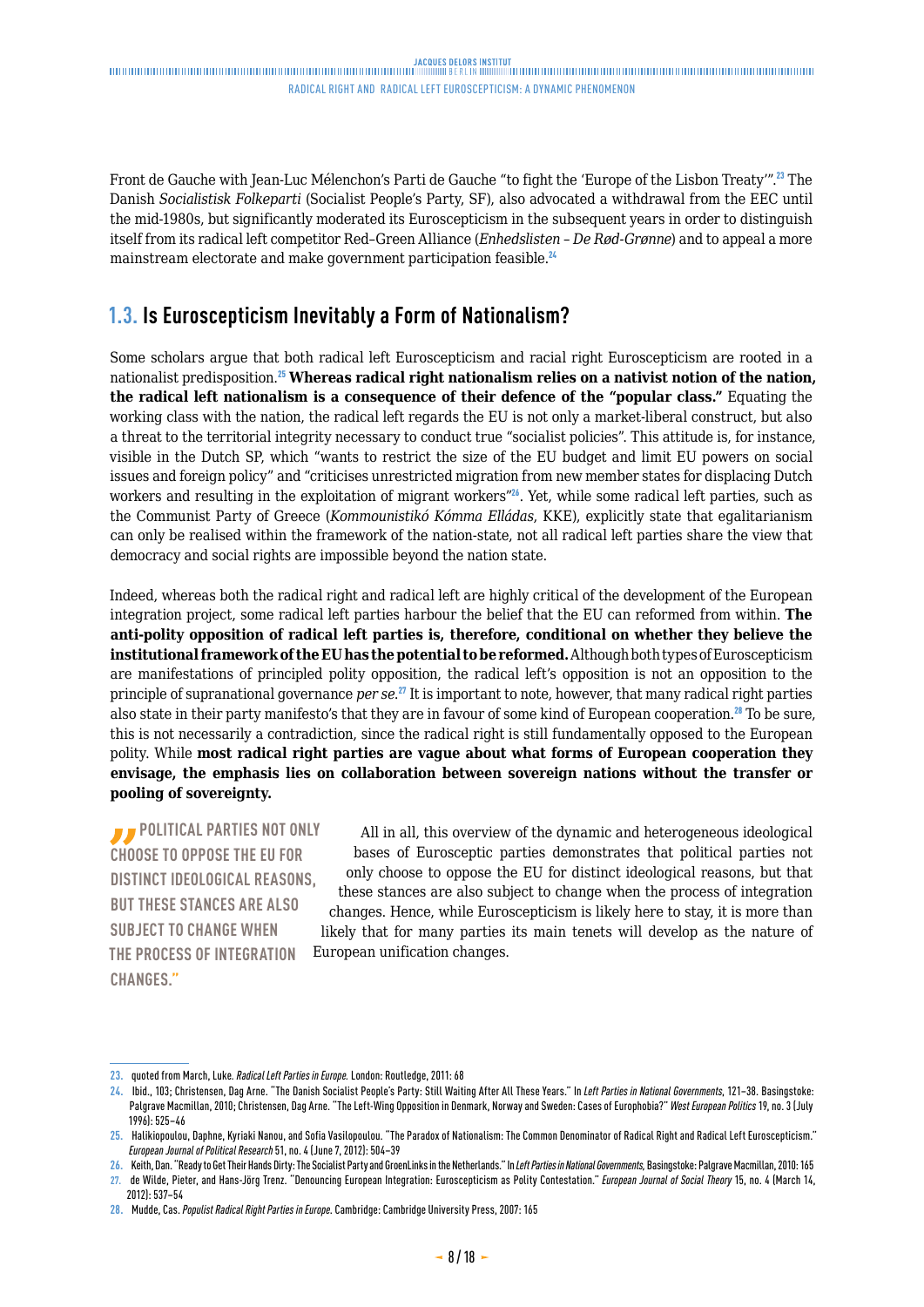Front de Gauche with Jean-Luc Mélenchon's Parti de Gauche "to fight the 'Europe of the Lisbon Treaty'".[23] The Danish *Socialistisk Folkeparti* (Socialist People's Party, SF), also advocated a withdrawal from the EEC until the mid-1980s, but significantly moderated its Euroscepticism in the subsequent years in order to distinguish itself from its radical left competitor Red–Green Alliance (*Enhedslisten – De Rød-Grønne*) and to appeal a more mainstream electorate and make government participation feasible.[24]

## 1.3. Is Euroscepticism Inevitably a Form of Nationalism?

Some scholars argue that both radical left Euroscepticism and racial right Euroscepticism are rooted in a nationalist predisposition.[25] **Whereas radical right nationalism relies on a nativist notion of the nation, the radical left nationalism is a consequence of their defence of the "popular class."** Equating the working class with the nation, the radical left regards the EU is not only a market-liberal construct, but also a threat to the territorial integrity necessary to conduct true "socialist policies". This attitude is, for instance, visible in the Dutch SP, which "wants to restrict the size of the EU budget and limit EU powers on social issues and foreign policy" and "criticises unrestricted migration from new member states for displacing Dutch workers and resulting in the exploitation of migrant workers"[26]. Yet, while some radical left parties, such as the Communist Party of Greece (*Kommounistikó Kómma Elládas*, KKE), explicitly state that egalitarianism can only be realised within the framework of the nation-state, not all radical left parties share the view that democracy and social rights are impossible beyond the nation state.

Indeed, whereas both the radical right and radical left are highly critical of the development of the European integration project, some radical left parties harbour the belief that the EU can reformed from within. **The anti-polity opposition of radical left parties is, therefore, conditional on whether they believe the institutional framework of the EU has the potential to be reformed.** Although both types of Euroscepticism are manifestations of principled polity opposition, the radical left's opposition is not an opposition to the principle of supranational governance *per se*.[27] It is important to note, however, that many radical right parties also state in their party manifesto's that they are in favour of some kind of European cooperation.[28] To be sure, this is not necessarily a contradiction, since the radical right is still fundamentally opposed to the European polity. While **most radical right parties are vague about what forms of European cooperation they envisage, the emphasis lies on collaboration between sovereign nations without the transfer or pooling of sovereignty.**

> "POLITICAL PARTIES NOT ONLY CHOOSE TO OPPOSE THE EU FOR DISTINCT IDEOLOGICAL REASONS, BUT THESE STANCES ARE ALSO SUBJECT TO CHANGE WHEN THE PROCESS OF INTEGRATION CHANGES."

All in all, this overview of the dynamic and heterogeneous ideological bases of Eurosceptic parties demonstrates that political parties not only choose to oppose the EU for distinct ideological reasons, but that these stances are also subject to change when the process of integration changes. Hence, while Euroscepticism is likely here to stay, it is more than likely that for many parties its main tenets will develop as the nature of European unification changes.

---

23. quoted from March, Luke. *Radical Left Parties in Europe.* London: Routledge, 2011: 68
24. Ibid., 103; Christensen, Dag Arne. "The Danish Socialist People's Party: Still Waiting After All These Years." In *Left Parties in National Governments*, 121–38. Basingstoke: Palgrave Macmillan, 2010; Christensen, Dag Arne. "The Left-Wing Opposition in Denmark, Norway and Sweden: Cases of Europhobia?" *West European Politics* 19, no. 3 (July 1996): 525–46
25. Halikiopoulou, Daphne, Kyriaki Nanou, and Sofia Vasilopoulou. "The Paradox of Nationalism: The Common Denominator of Radical Right and Radical Left Euroscepticism." *European Journal of Political Research* 51, no. 4 (June 7, 2012): 504–39
26. Keith, Dan. "Ready to Get Their Hands Dirty: The Socialist Party and GroenLinks in the Netherlands." In *Left Parties in National Governments*, Basingstoke: Palgrave Macmillan, 2010: 165
27. de Wilde, Pieter, and Hans-Jörg Trenz. "Denouncing European Integration: Euroscepticism as Polity Contestation." *European Journal of Social Theory* 15, no. 4 (March 14, 2012): 537–54
28. Mudde, Cas. *Populist Radical Right Parties in Europe.* Cambridge: Cambridge University Press, 2007: 165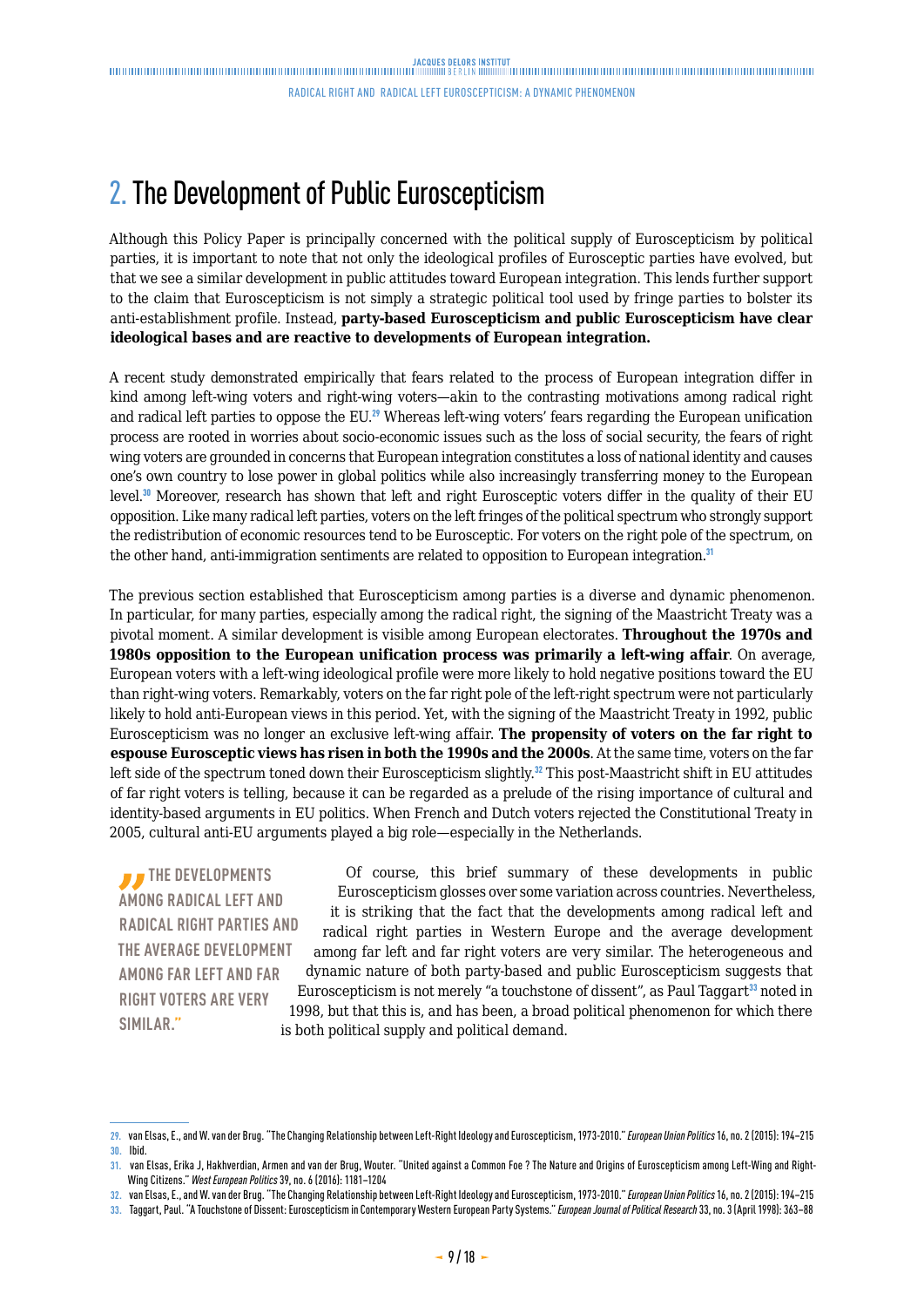## 2. The Development of Public Euroscepticism

Although this Policy Paper is principally concerned with the political supply of Euroscepticism by political parties, it is important to note that not only the ideological profiles of Eurosceptic parties have evolved, but that we see a similar development in public attitudes toward European integration. This lends further support to the claim that Euroscepticism is not simply a strategic political tool used by fringe parties to bolster its anti-establishment profile. Instead, **party-based Euroscepticism and public Euroscepticism have clear ideological bases and are reactive to developments of European integration.**

A recent study demonstrated empirically that fears related to the process of European integration differ in kind among left-wing voters and right-wing voters—akin to the contrasting motivations among radical right and radical left parties to oppose the EU.[29] Whereas left-wing voters' fears regarding the European unification process are rooted in worries about socio-economic issues such as the loss of social security, the fears of right wing voters are grounded in concerns that European integration constitutes a loss of national identity and causes one's own country to lose power in global politics while also increasingly transferring money to the European level.[30] Moreover, research has shown that left and right Eurosceptic voters differ in the quality of their EU opposition. Like many radical left parties, voters on the left fringes of the political spectrum who strongly support the redistribution of economic resources tend to be Eurosceptic. For voters on the right pole of the spectrum, on the other hand, anti-immigration sentiments are related to opposition to European integration.[31]

The previous section established that Euroscepticism among parties is a diverse and dynamic phenomenon. In particular, for many parties, especially among the radical right, the signing of the Maastricht Treaty was a pivotal moment. A similar development is visible among European electorates. **Throughout the 1970s and 1980s opposition to the European unification process was primarily a left-wing affair**. On average, European voters with a left-wing ideological profile were more likely to hold negative positions toward the EU than right-wing voters. Remarkably, voters on the far right pole of the left-right spectrum were not particularly likely to hold anti-European views in this period. Yet, with the signing of the Maastricht Treaty in 1992, public Euroscepticism was no longer an exclusive left-wing affair. **The propensity of voters on the far right to espouse Eurosceptic views has risen in both the 1990s and the 2000s**. At the same time, voters on the far left side of the spectrum toned down their Euroscepticism slightly.[32] This post-Maastricht shift in EU attitudes of far right voters is telling, because it can be regarded as a prelude of the rising importance of cultural and identity-based arguments in EU politics. When French and Dutch voters rejected the Constitutional Treaty in 2005, cultural anti-EU arguments played a big role—especially in the Netherlands.

> "THE DEVELOPMENTS AMONG RADICAL LEFT AND RADICAL RIGHT PARTIES AND THE AVERAGE DEVELOPMENT AMONG FAR LEFT AND FAR RIGHT VOTERS ARE VERY SIMILAR."

Of course, this brief summary of these developments in public Euroscepticism glosses over some variation across countries. Nevertheless, it is striking that the fact that the developments among radical left and radical right parties in Western Europe and the average development among far left and far right voters are very similar. The heterogeneous and dynamic nature of both party-based and public Euroscepticism suggests that Euroscepticism is not merely "a touchstone of dissent", as Paul Taggart[33] noted in 1998, but that this is, and has been, a broad political phenomenon for which there is both political supply and political demand.

---

29. van Elsas, E., and W. van der Brug. "The Changing Relationship between Left-Right Ideology and Euroscepticism, 1973-2010." *European Union Politics* 16, no. 2 (2015): 194–215
30. Ibid.
31. van Elsas, Erika J, Hakhverdian, Armen and van der Brug, Wouter. "United against a Common Foe ? The Nature and Origins of Euroscepticism among Left-Wing and Right-Wing Citizens." *West European Politics* 39, no. 6 (2016): 1181–1204
32. van Elsas, E., and W. van der Brug. "The Changing Relationship between Left-Right Ideology and Euroscepticism, 1973-2010." *European Union Politics* 16, no. 2 (2015): 194–215
33. Taggart, Paul. "A Touchstone of Dissent: Euroscepticism in Contemporary Western European Party Systems." *European Journal of Political Research* 33, no. 3 (April 1998): 363–88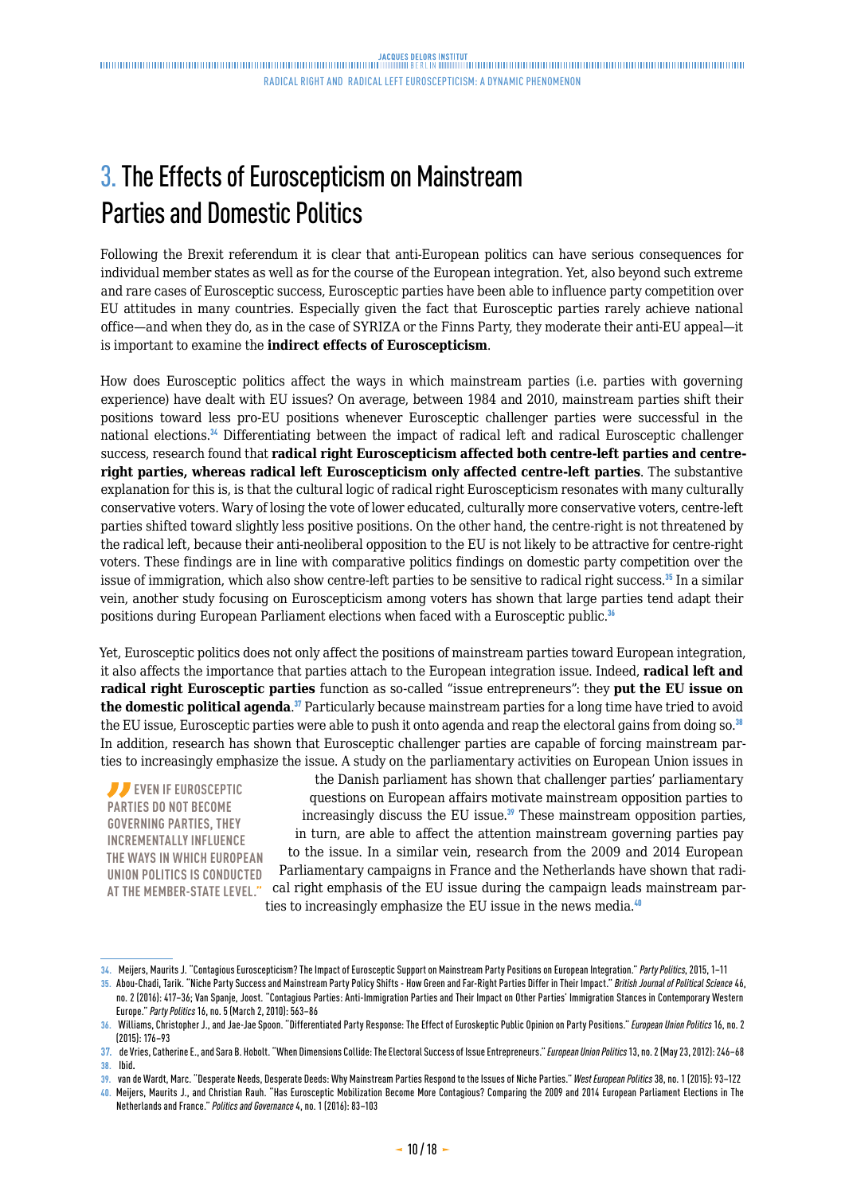# 3. The Effects of Euroscepticism on Mainstream Parties and Domestic Politics

Following the Brexit referendum it is clear that anti-European politics can have serious consequences for individual member states as well as for the course of the European integration. Yet, also beyond such extreme and rare cases of Eurosceptic success, Eurosceptic parties have been able to influence party competition over EU attitudes in many countries. Especially given the fact that Eurosceptic parties rarely achieve national office—and when they do, as in the case of SYRIZA or the Finns Party, they moderate their anti-EU appeal—it is important to examine the **indirect effects of Euroscepticism**.

How does Eurosceptic politics affect the ways in which mainstream parties (i.e. parties with governing experience) have dealt with EU issues? On average, between 1984 and 2010, mainstream parties shift their positions toward less pro-EU positions whenever Eurosceptic challenger parties were successful in the national elections.[34] Differentiating between the impact of radical left and radical Eurosceptic challenger success, research found that **radical right Euroscepticism affected both centre-left parties and centre-right parties, whereas radical left Euroscepticism only affected centre-left parties**. The substantive explanation for this is, is that the cultural logic of radical right Euroscepticism resonates with many culturally conservative voters. Wary of losing the vote of lower educated, culturally more conservative voters, centre-left parties shifted toward slightly less positive positions. On the other hand, the centre-right is not threatened by the radical left, because their anti-neoliberal opposition to the EU is not likely to be attractive for centre-right voters. These findings are in line with comparative politics findings on domestic party competition over the issue of immigration, which also show centre-left parties to be sensitive to radical right success.[35] In a similar vein, another study focusing on Euroscepticism among voters has shown that large parties tend adapt their positions during European Parliament elections when faced with a Eurosceptic public.[36]

Yet, Eurosceptic politics does not only affect the positions of mainstream parties toward European integration, it also affects the importance that parties attach to the European integration issue. Indeed, **radical left and radical right Eurosceptic parties** function as so-called "issue entrepreneurs": they **put the EU issue on the domestic political agenda**.[37] Particularly because mainstream parties for a long time have tried to avoid the EU issue, Eurosceptic parties were able to push it onto agenda and reap the electoral gains from doing so.[38] In addition, research has shown that Eurosceptic challenger parties are capable of forcing mainstream parties to increasingly emphasize the issue. A study on the parliamentary activities on European Union issues in the Danish parliament has shown that challenger parties' parliamentary questions on European affairs motivate mainstream opposition parties to increasingly discuss the EU issue.[39] These mainstream opposition parties, in turn, are able to affect the attention mainstream governing parties pay to the issue. In a similar vein, research from the 2009 and 2014 European Parliamentary campaigns in France and the Netherlands have shown that radical right emphasis of the EU issue during the campaign leads mainstream parties to increasingly emphasize the EU issue in the news media.[40]

> "EVEN IF EUROSCEPTIC PARTIES DO NOT BECOME GOVERNING PARTIES, THEY INCREMENTALLY INFLUENCE THE WAYS IN WHICH EUROPEAN UNION POLITICS IS CONDUCTED AT THE MEMBER-STATE LEVEL."

---

34. Meijers, Maurits J. "Contagious Euroscepticism? The Impact of Eurosceptic Support on Mainstream Party Positions on European Integration." *Party Politics*, 2015, 1–11
35. Abou-Chadi, Tarik. "Niche Party Success and Mainstream Party Policy Shifts - How Green and Far-Right Parties Differ in Their Impact." *British Journal of Political Science* 46, no. 2 (2016): 417–36; Van Spanje, Joost. "Contagious Parties: Anti-Immigration Parties and Their Impact on Other Parties' Immigration Stances in Contemporary Western Europe." *Party Politics* 16, no. 5 (March 2, 2010): 563–86
36. Williams, Christopher J., and Jae-Jae Spoon. "Differentiated Party Response: The Effect of Euroskeptic Public Opinion on Party Positions." *European Union Politics* 16, no. 2 (2015): 176–93
37. de Vries, Catherine E., and Sara B. Hobolt. "When Dimensions Collide: The Electoral Success of Issue Entrepreneurs." *European Union Politics* 13, no. 2 (May 23, 2012): 246–68
38. Ibid.
39. van de Wardt, Marc. "Desperate Needs, Desperate Deeds: Why Mainstream Parties Respond to the Issues of Niche Parties." *West European Politics* 38, no. 1 (2015): 93–122
40. Meijers, Maurits J., and Christian Rauh. "Has Eurosceptic Mobilization Become More Contagious? Comparing the 2009 and 2014 European Parliament Elections in The Netherlands and France." *Politics and Governance* 4, no. 1 (2016): 83–103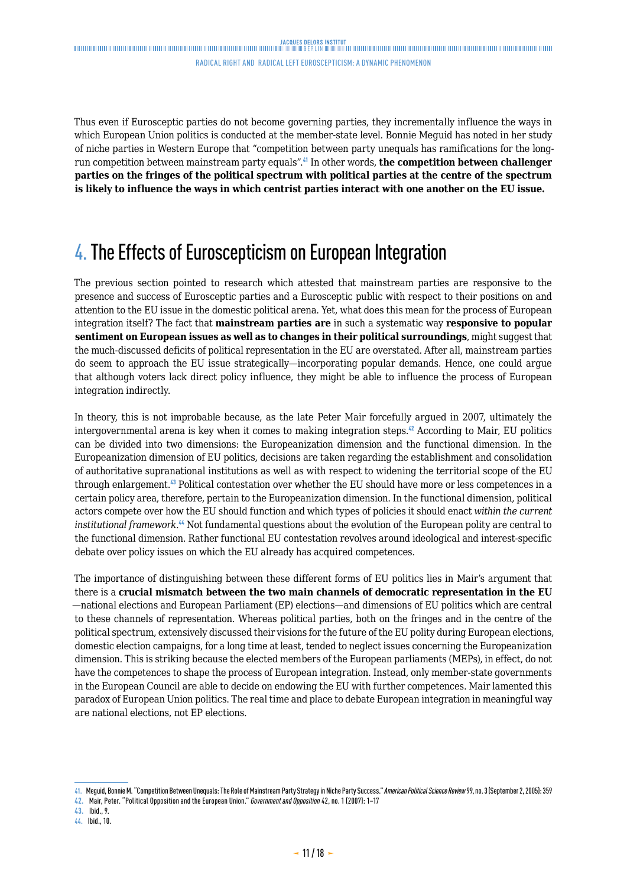Thus even if Eurosceptic parties do not become governing parties, they incrementally influence the ways in which European Union politics is conducted at the member-state level. Bonnie Meguid has noted in her study of niche parties in Western Europe that "competition between party unequals has ramifications for the long-run competition between mainstream party equals".[41] In other words, **the competition between challenger parties on the fringes of the political spectrum with political parties at the centre of the spectrum is likely to influence the ways in which centrist parties interact with one another on the EU issue.**

# 4. The Effects of Euroscepticism on European Integration

The previous section pointed to research which attested that mainstream parties are responsive to the presence and success of Eurosceptic parties and a Eurosceptic public with respect to their positions on and attention to the EU issue in the domestic political arena. Yet, what does this mean for the process of European integration itself? The fact that **mainstream parties are** in such a systematic way **responsive to popular sentiment on European issues as well as to changes in their political surroundings**, might suggest that the much-discussed deficits of political representation in the EU are overstated. After all, mainstream parties do seem to approach the EU issue strategically—incorporating popular demands. Hence, one could argue that although voters lack direct policy influence, they might be able to influence the process of European integration indirectly.

In theory, this is not improbable because, as the late Peter Mair forcefully argued in 2007, ultimately the intergovernmental arena is key when it comes to making integration steps.[42] According to Mair, EU politics can be divided into two dimensions: the Europeanization dimension and the functional dimension. In the Europeanization dimension of EU politics, decisions are taken regarding the establishment and consolidation of authoritative supranational institutions as well as with respect to widening the territorial scope of the EU through enlargement.[43] Political contestation over whether the EU should have more or less competences in a certain policy area, therefore, pertain to the Europeanization dimension. In the functional dimension, political actors compete over how the EU should function and which types of policies it should enact *within the current institutional framework*.[44] Not fundamental questions about the evolution of the European polity are central to the functional dimension. Rather functional EU contestation revolves around ideological and interest-specific debate over policy issues on which the EU already has acquired competences.

The importance of distinguishing between these different forms of EU politics lies in Mair's argument that there is a **crucial mismatch between the two main channels of democratic representation in the EU**—national elections and European Parliament (EP) elections—and dimensions of EU politics which are central to these channels of representation. Whereas political parties, both on the fringes and in the centre of the political spectrum, extensively discussed their visions for the future of the EU polity during European elections, domestic election campaigns, for a long time at least, tended to neglect issues concerning the Europeanization dimension. This is striking because the elected members of the European parliaments (MEPs), in effect, do not have the competences to shape the process of European integration. Instead, only member-state governments in the European Council are able to decide on endowing the EU with further competences. Mair lamented this paradox of European Union politics. The real time and place to debate European integration in meaningful way are national elections, not EP elections.

---

41. Meguid, Bonnie M. "Competition Between Unequals: The Role of Mainstream Party Strategy in Niche Party Success." *American Political Science Review* 99, no. 3 (September 2, 2005): 359
42. Mair, Peter. "Political Opposition and the European Union." *Government and Opposition* 42, no. 1 (2007): 1–17
43. Ibid., 9.
44. Ibid., 10.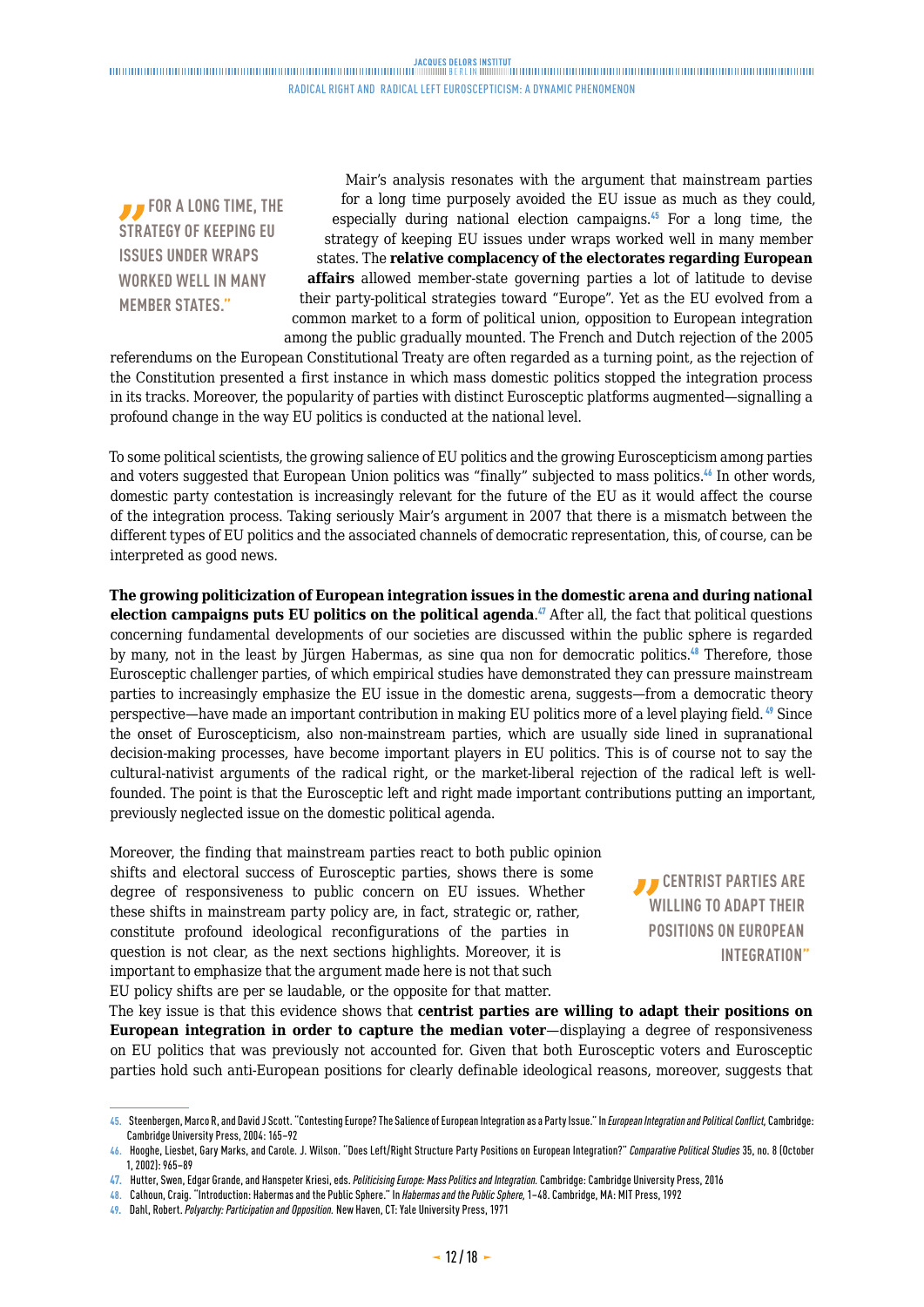> "FOR A LONG TIME, THE STRATEGY OF KEEPING EU ISSUES UNDER WRAPS WORKED WELL IN MANY MEMBER STATES."

Mair's analysis resonates with the argument that mainstream parties for a long time purposely avoided the EU issue as much as they could, especially during national election campaigns.[45] For a long time, the strategy of keeping EU issues under wraps worked well in many member states. The **relative complacency of the electorates regarding European affairs** allowed member-state governing parties a lot of latitude to devise their party-political strategies toward "Europe". Yet as the EU evolved from a common market to a form of political union, opposition to European integration among the public gradually mounted. The French and Dutch rejection of the 2005 referendums on the European Constitutional Treaty are often regarded as a turning point, as the rejection of the Constitution presented a first instance in which mass domestic politics stopped the integration process in its tracks. Moreover, the popularity of parties with distinct Eurosceptic platforms augmented—signalling a profound change in the way EU politics is conducted at the national level.

To some political scientists, the growing salience of EU politics and the growing Euroscepticism among parties and voters suggested that European Union politics was "finally" subjected to mass politics.[46] In other words, domestic party contestation is increasingly relevant for the future of the EU as it would affect the course of the integration process. Taking seriously Mair's argument in 2007 that there is a mismatch between the different types of EU politics and the associated channels of democratic representation, this, of course, can be interpreted as good news.

**The growing politicization of European integration issues in the domestic arena and during national election campaigns puts EU politics on the political agenda**.[47] After all, the fact that political questions concerning fundamental developments of our societies are discussed within the public sphere is regarded by many, not in the least by Jürgen Habermas, as sine qua non for democratic politics.[48] Therefore, those Eurosceptic challenger parties, of which empirical studies have demonstrated they can pressure mainstream parties to increasingly emphasize the EU issue in the domestic arena, suggests—from a democratic theory perspective—have made an important contribution in making EU politics more of a level playing field.[49] Since the onset of Euroscepticism, also non-mainstream parties, which are usually side lined in supranational decision-making processes, have become important players in EU politics. This is of course not to say the cultural-nativist arguments of the radical right, or the market-liberal rejection of the radical left is well-founded. The point is that the Eurosceptic left and right made important contributions putting an important, previously neglected issue on the domestic political agenda.

> "CENTRIST PARTIES ARE WILLING TO ADAPT THEIR POSITIONS ON EUROPEAN INTEGRATION"

Moreover, the finding that mainstream parties react to both public opinion shifts and electoral success of Eurosceptic parties, shows there is some degree of responsiveness to public concern on EU issues. Whether these shifts in mainstream party policy are, in fact, strategic or, rather, constitute profound ideological reconfigurations of the parties in question is not clear, as the next sections highlights. Moreover, it is important to emphasize that the argument made here is not that such EU policy shifts are per se laudable, or the opposite for that matter. The key issue is that this evidence shows that **centrist parties are willing to adapt their positions on European integration in order to capture the median voter**—displaying a degree of responsiveness on EU politics that was previously not accounted for. Given that both Eurosceptic voters and Eurosceptic parties hold such anti-European positions for clearly definable ideological reasons, moreover, suggests that

---

45. Steenbergen, Marco R, and David J Scott. "Contesting Europe? The Salience of European Integration as a Party Issue." In *European Integration and Political Conflict*, Cambridge: Cambridge University Press, 2004: 165–92
46. Hooghe, Liesbet, Gary Marks, and Carole. J. Wilson. "Does Left/Right Structure Party Positions on European Integration?" *Comparative Political Studies* 35, no. 8 (October 1, 2002): 965–89
47. Hutter, Swen, Edgar Grande, and Hanspeter Kriesi, eds. *Politicising Europe: Mass Politics and Integration.* Cambridge: Cambridge University Press, 2016
48. Calhoun, Craig. "Introduction: Habermas and the Public Sphere." In *Habermas and the Public Sphere*, 1–48. Cambridge, MA: MIT Press, 1992
49. Dahl, Robert. *Polyarchy: Participation and Opposition.* New Haven, CT: Yale University Press, 1971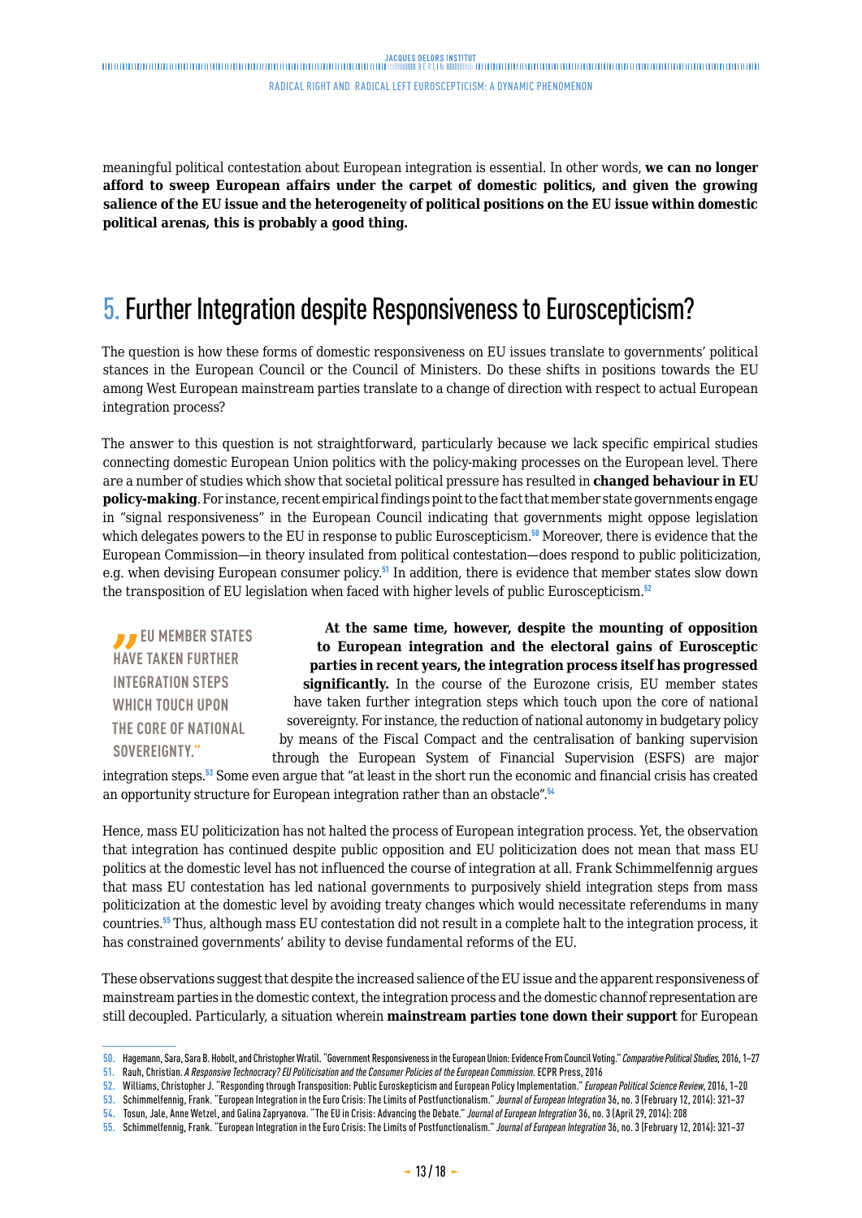meaningful political contestation about European integration is essential. In other words, **we can no longer afford to sweep European affairs under the carpet of domestic politics, and given the growing salience of the EU issue and the heterogeneity of political positions on the EU issue within domestic political arenas, this is probably a good thing.**

# 5. Further Integration despite Responsiveness to Euroscepticism?

The question is how these forms of domestic responsiveness on EU issues translate to governments' political stances in the European Council or the Council of Ministers. Do these shifts in positions towards the EU among West European mainstream parties translate to a change of direction with respect to actual European integration process?

The answer to this question is not straightforward, particularly because we lack specific empirical studies connecting domestic European Union politics with the policy-making processes on the European level. There are a number of studies which show that societal political pressure has resulted in **changed behaviour in EU policy-making**. For instance, recent empirical findings point to the fact that member state governments engage in "signal responsiveness" in the European Council indicating that governments might oppose legislation which delegates powers to the EU in response to public Euroscepticism.[50] Moreover, there is evidence that the European Commission—in theory insulated from political contestation—does respond to public politicization, e.g. when devising European consumer policy.[51] In addition, there is evidence that member states slow down the transposition of EU legislation when faced with higher levels of public Euroscepticism.[52]

> "EU MEMBER STATES HAVE TAKEN FURTHER INTEGRATION STEPS WHICH TOUCH UPON THE CORE OF NATIONAL SOVEREIGNTY."

**At the same time, however, despite the mounting of opposition to European integration and the electoral gains of Eurosceptic parties in recent years, the integration process itself has progressed significantly.** In the course of the Eurozone crisis, EU member states have taken further integration steps which touch upon the core of national sovereignty. For instance, the reduction of national autonomy in budgetary policy by means of the Fiscal Compact and the centralisation of banking supervision through the European System of Financial Supervision (ESFS) are major integration steps.[53] Some even argue that "at least in the short run the economic and financial crisis has created an opportunity structure for European integration rather than an obstacle".[54]

Hence, mass EU politicization has not halted the process of European integration process. Yet, the observation that integration has continued despite public opposition and EU politicization does not mean that mass EU politics at the domestic level has not influenced the course of integration at all. Frank Schimmelfennig argues that mass EU contestation has led national governments to purposively shield integration steps from mass politicization at the domestic level by avoiding treaty changes which would necessitate referendums in many countries.[55] Thus, although mass EU contestation did not result in a complete halt to the integration process, it has constrained governments' ability to devise fundamental reforms of the EU.

These observations suggest that despite the increased salience of the EU issue and the apparent responsiveness of mainstream parties in the domestic context, the integration process and the domestic channof representation are still decoupled. Particularly, a situation wherein **mainstream parties tone down their support** for European

---

50. Hagemann, Sara, Sara B. Hobolt, and Christopher Wratil. "Government Responsiveness in the European Union: Evidence From Council Voting." *Comparative Political Studies*, 2016, 1–27
51. Rauh, Christian. *A Responsive Technocracy? EU Politicisation and the Consumer Policies of the European Commission*. ECPR Press, 2016
52. Williams, Christopher J. "Responding through Transposition: Public Euroskepticism and European Policy Implementation." *European Political Science Review*, 2016, 1–20
53. Schimmelfennig, Frank. "European Integration in the Euro Crisis: The Limits of Postfunctionalism." *Journal of European Integration* 36, no. 3 (February 12, 2014): 321–37
54. Tosun, Jale, Anne Wetzel, and Galina Zapryanova. "The EU in Crisis: Advancing the Debate." *Journal of European Integration* 36, no. 3 (April 29, 2014): 208
55. Schimmelfennig, Frank. "European Integration in the Euro Crisis: The Limits of Postfunctionalism." *Journal of European Integration* 36, no. 3 (February 12, 2014): 321–37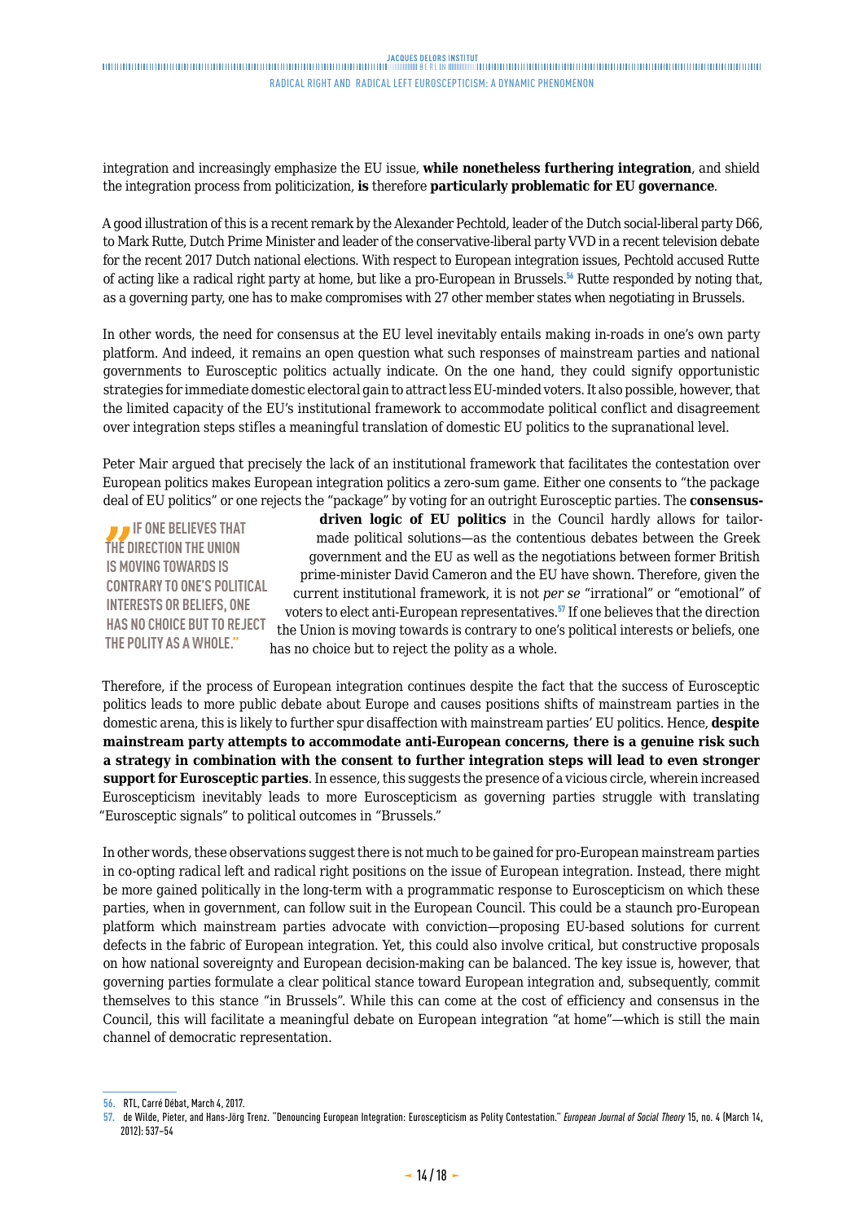integration and increasingly emphasize the EU issue, **while nonetheless furthering integration**, and shield the integration process from politicization, **is** therefore **particularly problematic for EU governance**.

A good illustration of this is a recent remark by the Alexander Pechtold, leader of the Dutch social-liberal party D66, to Mark Rutte, Dutch Prime Minister and leader of the conservative-liberal party VVD in a recent television debate for the recent 2017 Dutch national elections. With respect to European integration issues, Pechtold accused Rutte of acting like a radical right party at home, but like a pro-European in Brussels.[56] Rutte responded by noting that, as a governing party, one has to make compromises with 27 other member states when negotiating in Brussels.

In other words, the need for consensus at the EU level inevitably entails making in-roads in one's own party platform. And indeed, it remains an open question what such responses of mainstream parties and national governments to Eurosceptic politics actually indicate. On the one hand, they could signify opportunistic strategies for immediate domestic electoral gain to attract less EU-minded voters. It also possible, however, that the limited capacity of the EU's institutional framework to accommodate political conflict and disagreement over integration steps stifles a meaningful translation of domestic EU politics to the supranational level.

Peter Mair argued that precisely the lack of an institutional framework that facilitates the contestation over European politics makes European integration politics a zero-sum game. Either one consents to "the package deal of EU politics" or one rejects the "package" by voting for an outright Eurosceptic parties. The **consensus-driven logic of EU politics** in the Council hardly allows for tailor-made political solutions—as the contentious debates between the Greek government and the EU as well as the negotiations between former British prime-minister David Cameron and the EU have shown. Therefore, given the current institutional framework, it is not *per se* "irrational" or "emotional" of voters to elect anti-European representatives.[57] If one believes that the direction the Union is moving towards is contrary to one's political interests or beliefs, one has no choice but to reject the polity as a whole.

> **"IF ONE BELIEVES THAT THE DIRECTION THE UNION IS MOVING TOWARDS IS CONTRARY TO ONE'S POLITICAL INTERESTS OR BELIEFS, ONE HAS NO CHOICE BUT TO REJECT THE POLITY AS A WHOLE."**

Therefore, if the process of European integration continues despite the fact that the success of Eurosceptic politics leads to more public debate about Europe and causes positions shifts of mainstream parties in the domestic arena, this is likely to further spur disaffection with mainstream parties' EU politics. Hence, **despite mainstream party attempts to accommodate anti-European concerns, there is a genuine risk such a strategy in combination with the consent to further integration steps will lead to even stronger support for Eurosceptic parties**. In essence, this suggests the presence of a vicious circle, wherein increased Euroscepticism inevitably leads to more Euroscepticism as governing parties struggle with translating "Eurosceptic signals" to political outcomes in "Brussels."

In other words, these observations suggest there is not much to be gained for pro-European mainstream parties in co-opting radical left and radical right positions on the issue of European integration. Instead, there might be more gained politically in the long-term with a programmatic response to Euroscepticism on which these parties, when in government, can follow suit in the European Council. This could be a staunch pro-European platform which mainstream parties advocate with conviction—proposing EU-based solutions for current defects in the fabric of European integration. Yet, this could also involve critical, but constructive proposals on how national sovereignty and European decision-making can be balanced. The key issue is, however, that governing parties formulate a clear political stance toward European integration and, subsequently, commit themselves to this stance "in Brussels". While this can come at the cost of efficiency and consensus in the Council, this will facilitate a meaningful debate on European integration "at home"—which is still the main channel of democratic representation.

---

56. RTL, Carré Débat, March 4, 2017.

57. de Wilde, Pieter, and Hans-Jörg Trenz. "Denouncing European Integration: Euroscepticism as Polity Contestation." *European Journal of Social Theory* 15, no. 4 (March 14, 2012): 537–54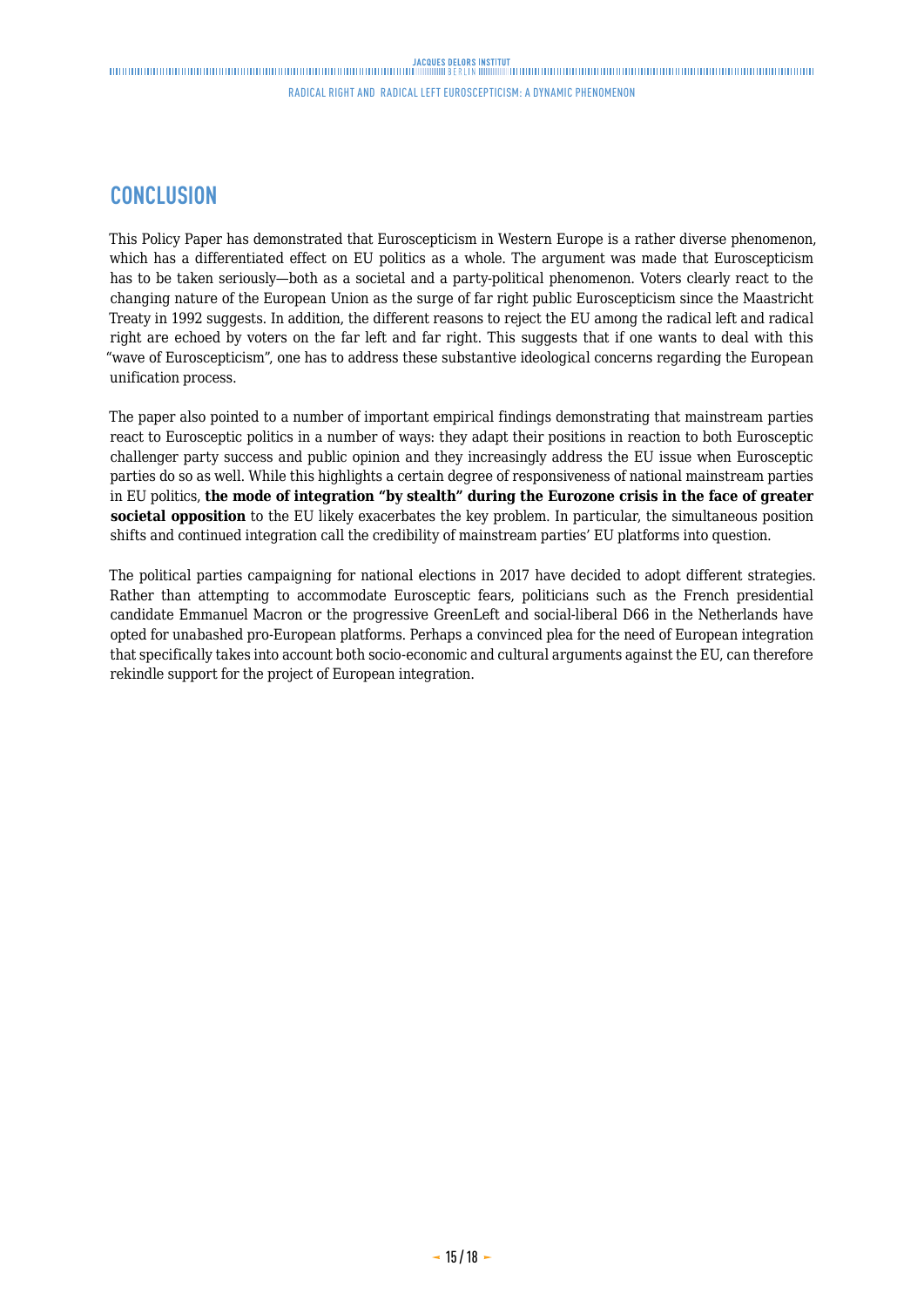## CONCLUSION

This Policy Paper has demonstrated that Euroscepticism in Western Europe is a rather diverse phenomenon, which has a differentiated effect on EU politics as a whole. The argument was made that Euroscepticism has to be taken seriously—both as a societal and a party-political phenomenon. Voters clearly react to the changing nature of the European Union as the surge of far right public Euroscepticism since the Maastricht Treaty in 1992 suggests. In addition, the different reasons to reject the EU among the radical left and radical right are echoed by voters on the far left and far right. This suggests that if one wants to deal with this "wave of Euroscepticism", one has to address these substantive ideological concerns regarding the European unification process.

The paper also pointed to a number of important empirical findings demonstrating that mainstream parties react to Eurosceptic politics in a number of ways: they adapt their positions in reaction to both Eurosceptic challenger party success and public opinion and they increasingly address the EU issue when Eurosceptic parties do so as well. While this highlights a certain degree of responsiveness of national mainstream parties in EU politics, **the mode of integration "by stealth" during the Eurozone crisis in the face of greater societal opposition** to the EU likely exacerbates the key problem. In particular, the simultaneous position shifts and continued integration call the credibility of mainstream parties' EU platforms into question.

The political parties campaigning for national elections in 2017 have decided to adopt different strategies. Rather than attempting to accommodate Eurosceptic fears, politicians such as the French presidential candidate Emmanuel Macron or the progressive GreenLeft and social-liberal D66 in the Netherlands have opted for unabashed pro-European platforms. Perhaps a convinced plea for the need of European integration that specifically takes into account both socio-economic and cultural arguments against the EU, can therefore rekindle support for the project of European integration.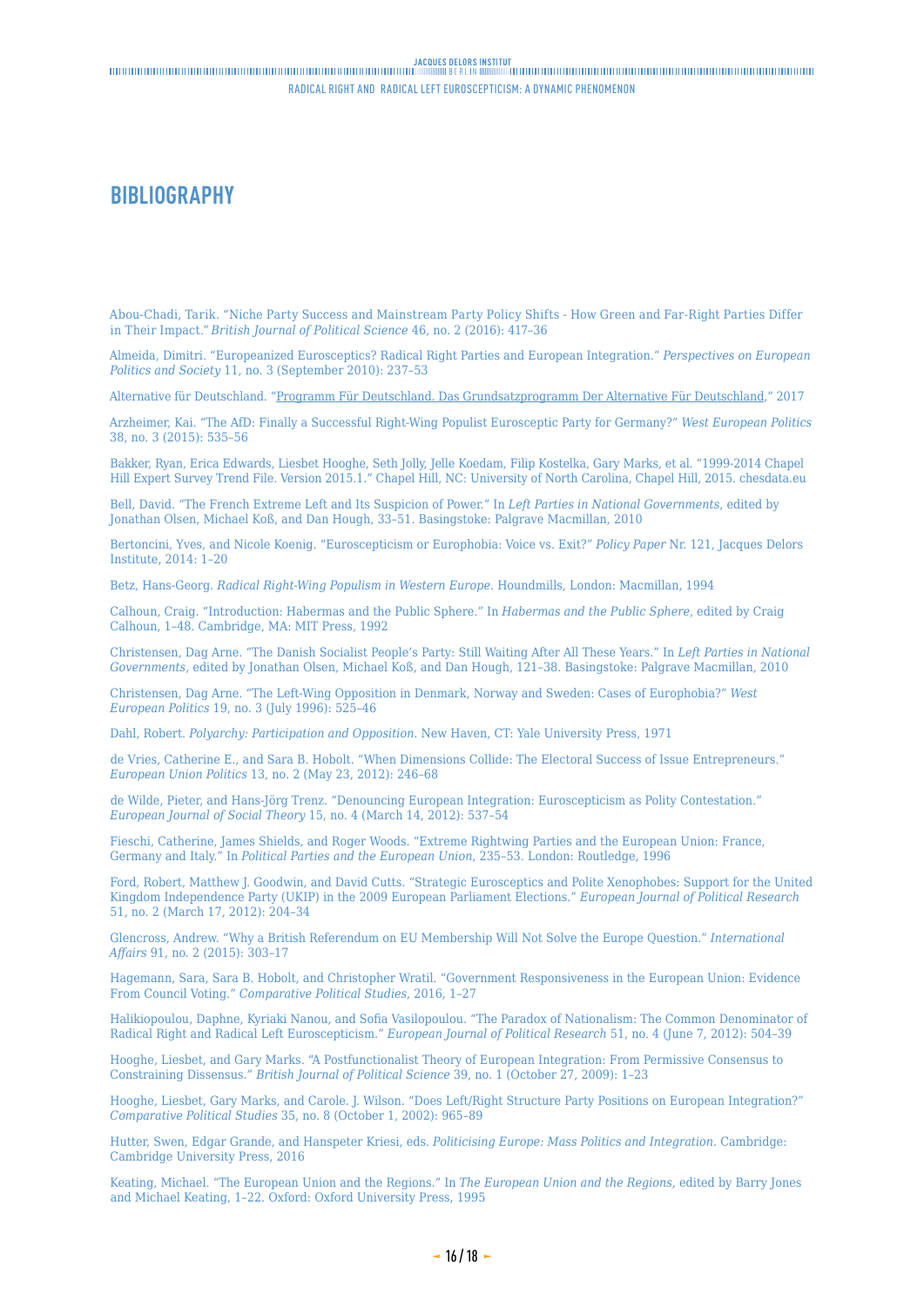# BIBLIOGRAPHY

Abou-Chadi, Tarik. "Niche Party Success and Mainstream Party Policy Shifts - How Green and Far-Right Parties Differ in Their Impact." *British Journal of Political Science* 46, no. 2 (2016): 417–36

Almeida, Dimitri. "Europeanized Eurosceptics? Radical Right Parties and European Integration." *Perspectives on European Politics and Society* 11, no. 3 (September 2010): 237–53

Alternative für Deutschland. "Programm Für Deutschland. Das Grundsatzprogramm Der Alternative Für Deutschland," 2017

Arzheimer, Kai. "The AfD: Finally a Successful Right-Wing Populist Eurosceptic Party for Germany?" *West European Politics* 38, no. 3 (2015): 535–56

Bakker, Ryan, Erica Edwards, Liesbet Hooghe, Seth Jolly, Jelle Koedam, Filip Kostelka, Gary Marks, et al. "1999-2014 Chapel Hill Expert Survey Trend File. Version 2015.1." Chapel Hill, NC: University of North Carolina, Chapel Hill, 2015. chesdata.eu

Bell, David. "The French Extreme Left and Its Suspicion of Power." In *Left Parties in National Governments*, edited by Jonathan Olsen, Michael Koß, and Dan Hough, 33–51. Basingstoke: Palgrave Macmillan, 2010

Bertoncini, Yves, and Nicole Koenig. "Euroscepticism or Europhobia: Voice vs. Exit?" *Policy Paper* Nr. 121, Jacques Delors Institute, 2014: 1–20

Betz, Hans-Georg. *Radical Right-Wing Populism in Western Europe*. Houndmills, London: Macmillan, 1994

Calhoun, Craig. "Introduction: Habermas and the Public Sphere." In *Habermas and the Public Sphere*, edited by Craig Calhoun, 1–48. Cambridge, MA: MIT Press, 1992

Christensen, Dag Arne. "The Danish Socialist People's Party: Still Waiting After All These Years." In *Left Parties in National Governments*, edited by Jonathan Olsen, Michael Koß, and Dan Hough, 121–38. Basingstoke: Palgrave Macmillan, 2010

Christensen, Dag Arne. "The Left-Wing Opposition in Denmark, Norway and Sweden: Cases of Europhobia?" *West European Politics* 19, no. 3 (July 1996): 525–46

Dahl, Robert. *Polyarchy: Participation and Opposition*. New Haven, CT: Yale University Press, 1971

de Vries, Catherine E., and Sara B. Hobolt. "When Dimensions Collide: The Electoral Success of Issue Entrepreneurs." *European Union Politics* 13, no. 2 (May 23, 2012): 246–68

de Wilde, Pieter, and Hans-Jörg Trenz. "Denouncing European Integration: Euroscepticism as Polity Contestation." *European Journal of Social Theory* 15, no. 4 (March 14, 2012): 537–54

Fieschi, Catherine, James Shields, and Roger Woods. "Extreme Rightwing Parties and the European Union: France, Germany and Italy." In *Political Parties and the European Union*, 235–53. London: Routledge, 1996

Ford, Robert, Matthew J. Goodwin, and David Cutts. "Strategic Eurosceptics and Polite Xenophobes: Support for the United Kingdom Independence Party (UKIP) in the 2009 European Parliament Elections." *European Journal of Political Research* 51, no. 2 (March 17, 2012): 204–34

Glencross, Andrew. "Why a British Referendum on EU Membership Will Not Solve the Europe Question." *International Affairs* 91, no. 2 (2015): 303–17

Hagemann, Sara, Sara B. Hobolt, and Christopher Wratil. "Government Responsiveness in the European Union: Evidence From Council Voting." *Comparative Political Studies*, 2016, 1–27

Halikiopoulou, Daphne, Kyriaki Nanou, and Sofia Vasilopoulou. "The Paradox of Nationalism: The Common Denominator of Radical Right and Radical Left Euroscepticism." *European Journal of Political Research* 51, no. 4 (June 7, 2012): 504–39

Hooghe, Liesbet, and Gary Marks. "A Postfunctionalist Theory of European Integration: From Permissive Consensus to Constraining Dissensus." *British Journal of Political Science* 39, no. 1 (October 27, 2009): 1–23

Hooghe, Liesbet, Gary Marks, and Carole. J. Wilson. "Does Left/Right Structure Party Positions on European Integration?" *Comparative Political Studies* 35, no. 8 (October 1, 2002): 965–89

Hutter, Swen, Edgar Grande, and Hanspeter Kriesi, eds. *Politicising Europe: Mass Politics and Integration*. Cambridge: Cambridge University Press, 2016

Keating, Michael. "The European Union and the Regions." In *The European Union and the Regions*, edited by Barry Jones and Michael Keating, 1–22. Oxford: Oxford University Press, 1995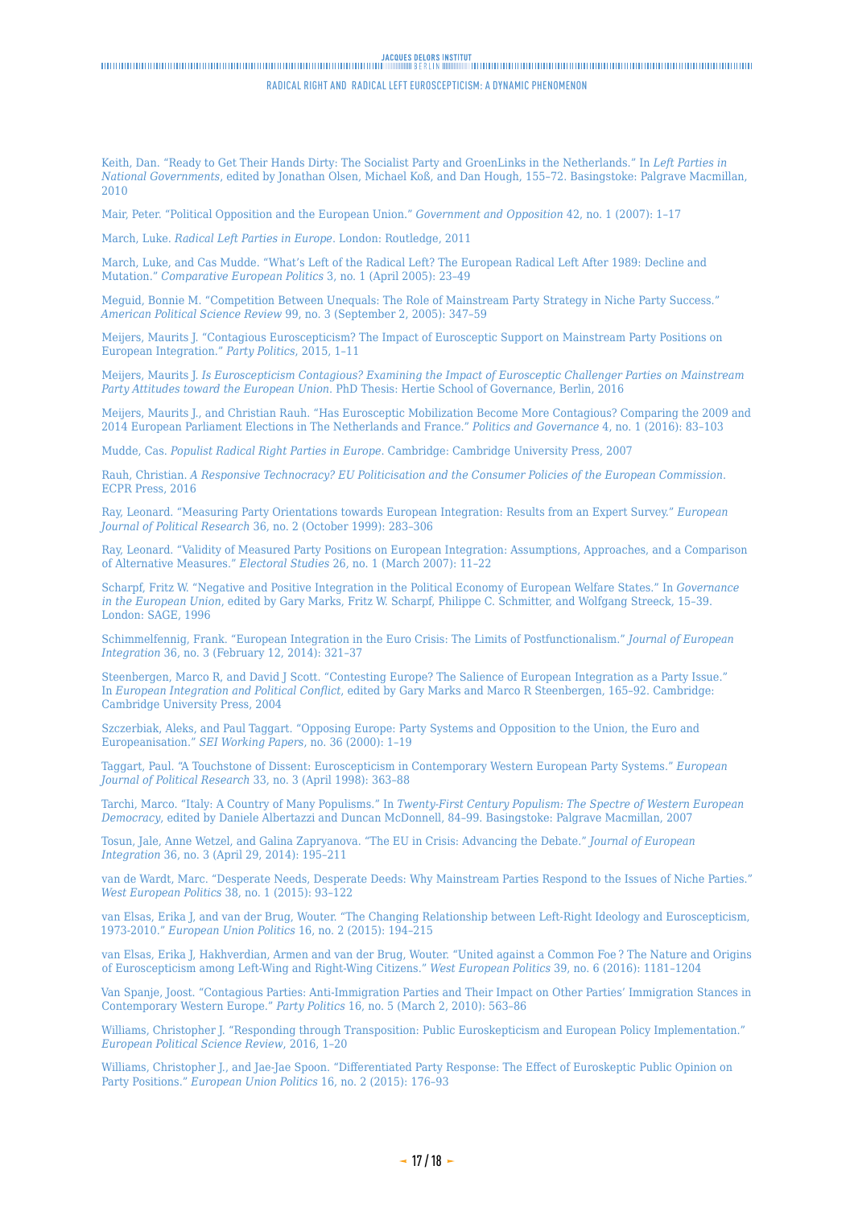Keith, Dan. "Ready to Get Their Hands Dirty: The Socialist Party and GroenLinks in the Netherlands." In *Left Parties in National Governments*, edited by Jonathan Olsen, Michael Koß, and Dan Hough, 155–72. Basingstoke: Palgrave Macmillan, 2010

Mair, Peter. "Political Opposition and the European Union." *Government and Opposition* 42, no. 1 (2007): 1–17

March, Luke. *Radical Left Parties in Europe*. London: Routledge, 2011

March, Luke, and Cas Mudde. "What's Left of the Radical Left? The European Radical Left After 1989: Decline and Mutation." *Comparative European Politics* 3, no. 1 (April 2005): 23–49

Meguid, Bonnie M. "Competition Between Unequals: The Role of Mainstream Party Strategy in Niche Party Success." *American Political Science Review* 99, no. 3 (September 2, 2005): 347–59

Meijers, Maurits J. "Contagious Euroscepticism? The Impact of Eurosceptic Support on Mainstream Party Positions on European Integration." *Party Politics*, 2015, 1–11

Meijers, Maurits J. *Is Euroscepticism Contagious? Examining the Impact of Eurosceptic Challenger Parties on Mainstream Party Attitudes toward the European Union*. PhD Thesis: Hertie School of Governance, Berlin, 2016

Meijers, Maurits J., and Christian Rauh. "Has Eurosceptic Mobilization Become More Contagious? Comparing the 2009 and 2014 European Parliament Elections in The Netherlands and France." *Politics and Governance* 4, no. 1 (2016): 83–103

Mudde, Cas. *Populist Radical Right Parties in Europe*. Cambridge: Cambridge University Press, 2007

Rauh, Christian. *A Responsive Technocracy? EU Politicisation and the Consumer Policies of the European Commission*. ECPR Press, 2016

Ray, Leonard. "Measuring Party Orientations towards European Integration: Results from an Expert Survey." *European Journal of Political Research* 36, no. 2 (October 1999): 283–306

Ray, Leonard. "Validity of Measured Party Positions on European Integration: Assumptions, Approaches, and a Comparison of Alternative Measures." *Electoral Studies* 26, no. 1 (March 2007): 11–22

Scharpf, Fritz W. "Negative and Positive Integration in the Political Economy of European Welfare States." In *Governance in the European Union*, edited by Gary Marks, Fritz W. Scharpf, Philippe C. Schmitter, and Wolfgang Streeck, 15–39. London: SAGE, 1996

Schimmelfennig, Frank. "European Integration in the Euro Crisis: The Limits of Postfunctionalism." *Journal of European Integration* 36, no. 3 (February 12, 2014): 321–37

Steenbergen, Marco R, and David J Scott. "Contesting Europe? The Salience of European Integration as a Party Issue." In *European Integration and Political Conflict*, edited by Gary Marks and Marco R Steenbergen, 165–92. Cambridge: Cambridge University Press, 2004

Szczerbiak, Aleks, and Paul Taggart. "Opposing Europe: Party Systems and Opposition to the Union, the Euro and Europeanisation." *SEI Working Papers*, no. 36 (2000): 1–19

Taggart, Paul. "A Touchstone of Dissent: Euroscepticism in Contemporary Western European Party Systems." *European Journal of Political Research* 33, no. 3 (April 1998): 363–88

Tarchi, Marco. "Italy: A Country of Many Populisms." In *Twenty-First Century Populism: The Spectre of Western European Democracy*, edited by Daniele Albertazzi and Duncan McDonnell, 84–99. Basingstoke: Palgrave Macmillan, 2007

Tosun, Jale, Anne Wetzel, and Galina Zapryanova. "The EU in Crisis: Advancing the Debate." *Journal of European Integration* 36, no. 3 (April 29, 2014): 195–211

van de Wardt, Marc. "Desperate Needs, Desperate Deeds: Why Mainstream Parties Respond to the Issues of Niche Parties." *West European Politics* 38, no. 1 (2015): 93–122

van Elsas, Erika J, and van der Brug, Wouter. "The Changing Relationship between Left-Right Ideology and Euroscepticism, 1973-2010." *European Union Politics* 16, no. 2 (2015): 194–215

van Elsas, Erika J, Hakhverdian, Armen and van der Brug, Wouter. "United against a Common Foe ? The Nature and Origins of Euroscepticism among Left-Wing and Right-Wing Citizens." *West European Politics* 39, no. 6 (2016): 1181–1204

Van Spanje, Joost. "Contagious Parties: Anti-Immigration Parties and Their Impact on Other Parties' Immigration Stances in Contemporary Western Europe." *Party Politics* 16, no. 5 (March 2, 2010): 563–86

Williams, Christopher J. "Responding through Transposition: Public Euroskepticism and European Policy Implementation." *European Political Science Review*, 2016, 1–20

Williams, Christopher J., and Jae-Jae Spoon. "Differentiated Party Response: The Effect of Euroskeptic Public Opinion on Party Positions." *European Union Politics* 16, no. 2 (2015): 176–93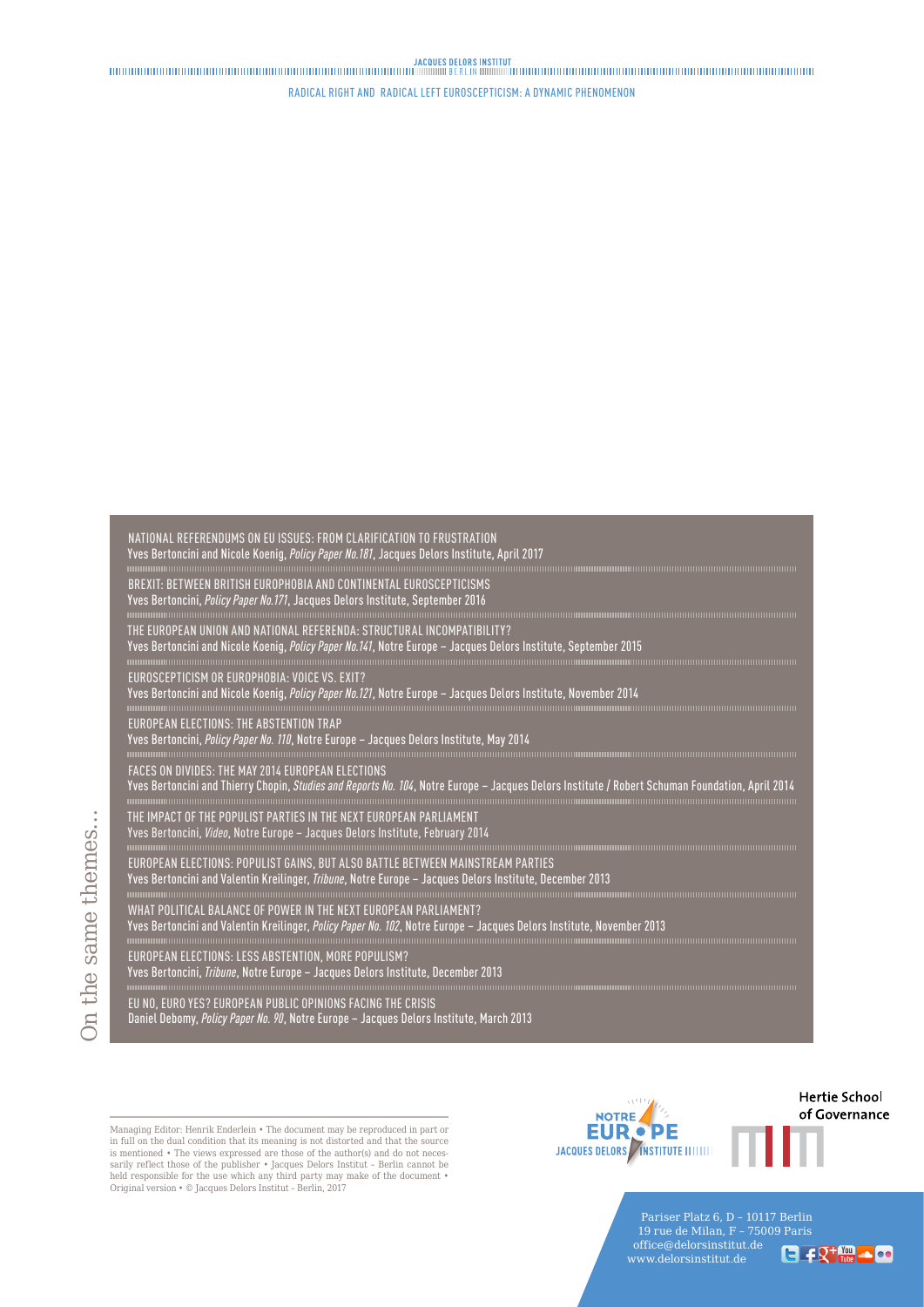On the same themes…

NATIONAL REFERENDUMS ON EU ISSUES: FROM CLARIFICATION TO FRUSTRATION
Yves Bertoncini and Nicole Koenig, *Policy Paper No.181*, Jacques Delors Institute, April 2017

BREXIT: BETWEEN BRITISH EUROPHOBIA AND CONTINENTAL EUROSCEPTICISMS
Yves Bertoncini, *Policy Paper No.171*, Jacques Delors Institute, September 2016

THE EUROPEAN UNION AND NATIONAL REFERENDA: STRUCTURAL INCOMPATIBILITY?
Yves Bertoncini and Nicole Koenig, *Policy Paper No.141*, Notre Europe – Jacques Delors Institute, September 2015

EUROSCEPTICISM OR EUROPHOBIA: VOICE VS. EXIT?
Yves Bertoncini and Nicole Koenig, *Policy Paper No.121*, Notre Europe – Jacques Delors Institute, November 2014

EUROPEAN ELECTIONS: THE ABSTENTION TRAP
Yves Bertoncini, *Policy Paper No. 110*, Notre Europe – Jacques Delors Institute, May 2014

FACES ON DIVIDES: THE MAY 2014 EUROPEAN ELECTIONS
Yves Bertoncini and Thierry Chopin, *Studies and Reports No. 104*, Notre Europe – Jacques Delors Institute / Robert Schuman Foundation, April 2014

THE IMPACT OF THE POPULIST PARTIES IN THE NEXT EUROPEAN PARLIAMENT
Yves Bertoncini, *Video*, Notre Europe – Jacques Delors Institute, February 2014

EUROPEAN ELECTIONS: POPULIST GAINS, BUT ALSO BATTLE BETWEEN MAINSTREAM PARTIES
Yves Bertoncini and Valentin Kreilinger, *Tribune*, Notre Europe – Jacques Delors Institute, December 2013

WHAT POLITICAL BALANCE OF POWER IN THE NEXT EUROPEAN PARLIAMENT?
Yves Bertoncini and Valentin Kreilinger, *Policy Paper No. 102*, Notre Europe – Jacques Delors Institute, November 2013

EUROPEAN ELECTIONS: LESS ABSTENTION, MORE POPULISM?
Yves Bertoncini, *Tribune*, Notre Europe – Jacques Delors Institute, December 2013

EU NO, EURO YES? EUROPEAN PUBLIC OPINIONS FACING THE CRISIS
Daniel Debomy, *Policy Paper No. 90*, Notre Europe – Jacques Delors Institute, March 2013

Managing Editor: Henrik Enderlein • The document may be reproduced in part or in full on the dual condition that its meaning is not distorted and that the source is mentioned • The views expressed are those of the author(s) and do not necessarily reflect those of the publisher • Jacques Delors Institut – Berlin cannot be held responsible for the use which any third party may make of the document • Original version • © Jacques Delors Institut - Berlin, 2017

Hertie School of Governance

Pariser Platz 6, D – 10117 Berlin
19 rue de Milan, F – 75009 Paris
office@delorsinstitut.de
www.delorsinstitut.de